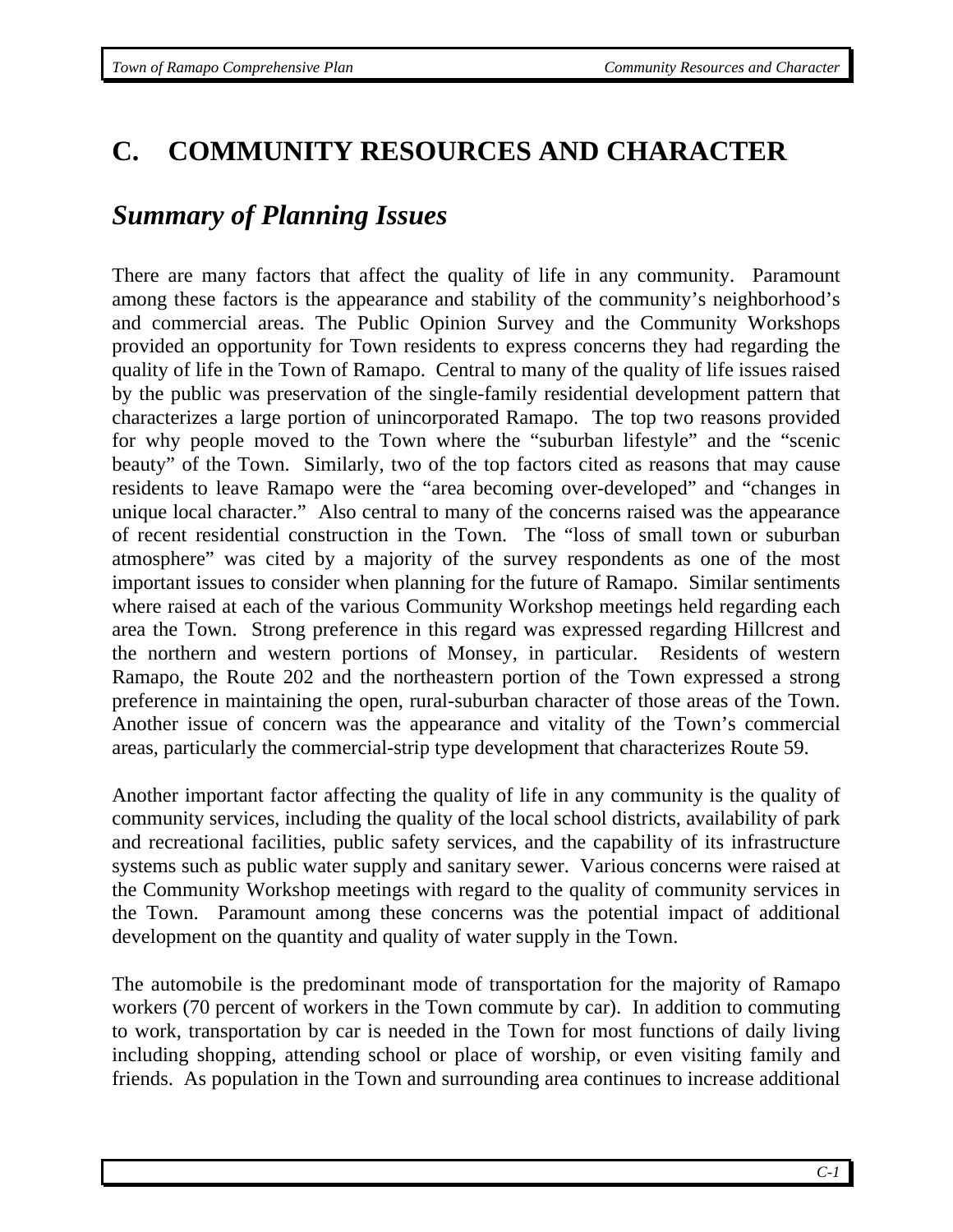# C. COMMUNITY RESOURCES AND CHARACTER

## *Summary of Planning Issues*

There are many factors that affect the quality of life in any community. Paramount among these factors is the appearance and stability of the community's neighborhood's and commercial areas. The Public Opinion Survey and the Community Workshops provided an opportunity for Town residents to express concerns they had regarding the quality of life in the Town of Ramapo. Central to many of the quality of life issues raised by the public was preservation of the single-family residential development pattern that characterizes a large portion of unincorporated Ramapo. The top two reasons provided for why people moved to the Town where the "suburban lifestyle" and the "scenic beauty" of the Town. Similarly, two of the top factors cited as reasons that may cause residents to leave Ramapo were the "area becoming over-developed" and "changes in unique local character." Also central to many of the concerns raised was the appearance of recent residential construction in the Town. The "loss of small town or suburban atmosphere" was cited by a majority of the survey respondents as one of the most important issues to consider when planning for the future of Ramapo. Similar sentiments where raised at each of the various Community Workshop meetings held regarding each area the Town. Strong preference in this regard was expressed regarding Hillcrest and the northern and western portions of Monsey, in particular. Residents of western Ramapo, the Route 202 and the northeastern portion of the Town expressed a strong preference in maintaining the open, rural-suburban character of those areas of the Town. Another issue of concern was the appearance and vitality of the Town's commercial areas, particularly the commercial-strip type development that characterizes Route 59.

Another important factor affecting the quality of life in any community is the quality of community services, including the quality of the local school districts, availability of park and recreational facilities, public safety services, and the capability of its infrastructure systems such as public water supply and sanitary sewer. Various concerns were raised at the Community Workshop meetings with regard to the quality of community services in the Town. Paramount among these concerns was the potential impact of additional development on the quantity and quality of water supply in the Town.

The automobile is the predominant mode of transportation for the majority of Ramapo workers (70 percent of workers in the Town commute by car). In addition to commuting to work, transportation by car is needed in the Town for most functions of daily living including shopping, attending school or place of worship, or even visiting family and friends. As population in the Town and surrounding area continues to increase additional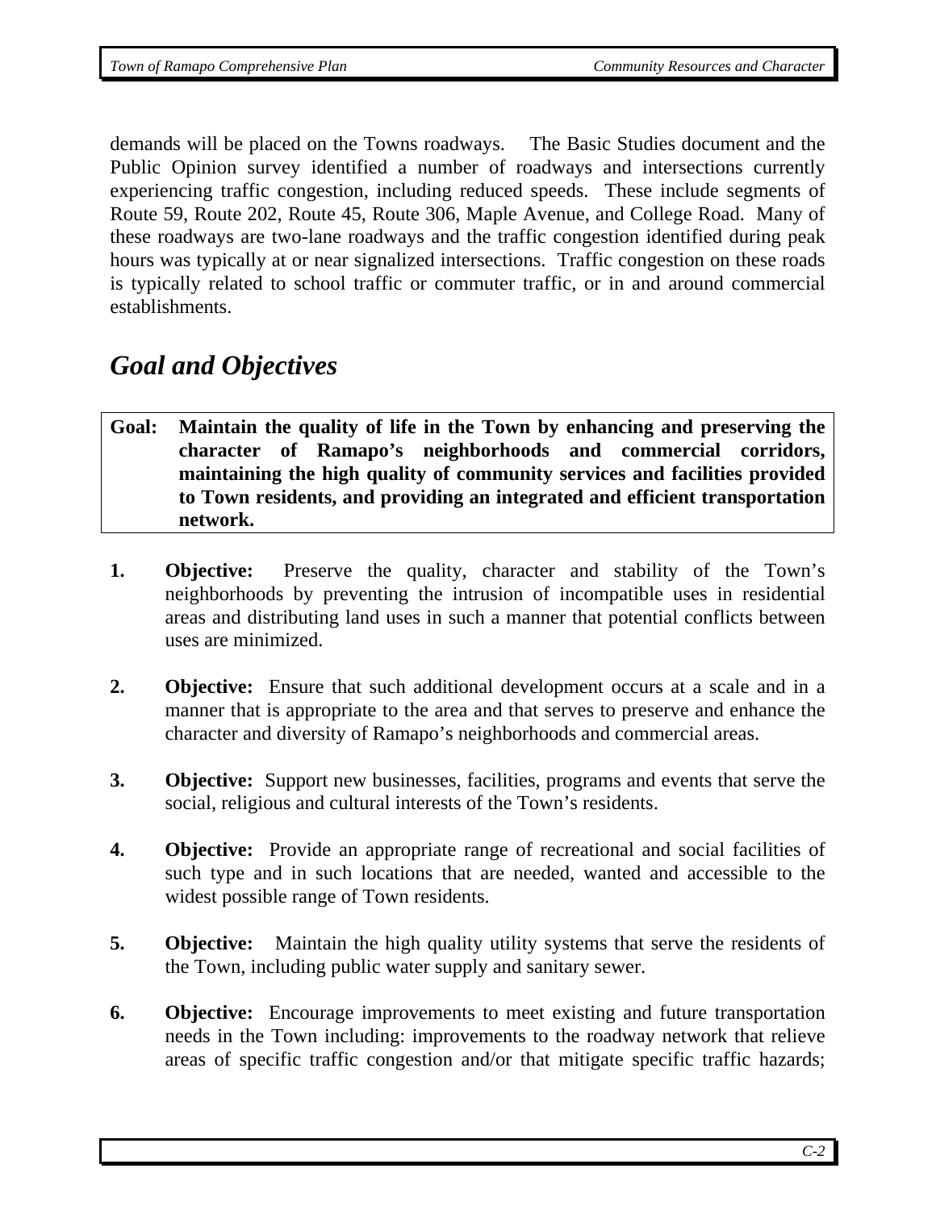demands will be placed on the Towns roadways. The Basic Studies document and the Public Opinion survey identified a number of roadways and intersections currently experiencing traffic congestion, including reduced speeds. These include segments of Route 59, Route 202, Route 45, Route 306, Maple Avenue, and College Road. Many of these roadways are two-lane roadways and the traffic congestion identified during peak hours was typically at or near signalized intersections. Traffic congestion on these roads is typically related to school traffic or commuter traffic, or in and around commercial establishments.

## *Goal and Objectives*

**Goal: Maintain the quality of life in the Town by enhancing and preserving the character of Ramapo's neighborhoods and commercial corridors, maintaining the high quality of community services and facilities provided to Town residents, and providing an integrated and efficient transportation network.**

1. **Objective:** Preserve the quality, character and stability of the Town's neighborhoods by preventing the intrusion of incompatible uses in residential areas and distributing land uses in such a manner that potential conflicts between uses are minimized.

2. **Objective:** Ensure that such additional development occurs at a scale and in a manner that is appropriate to the area and that serves to preserve and enhance the character and diversity of Ramapo's neighborhoods and commercial areas.

3. **Objective:** Support new businesses, facilities, programs and events that serve the social, religious and cultural interests of the Town's residents.

4. **Objective:** Provide an appropriate range of recreational and social facilities of such type and in such locations that are needed, wanted and accessible to the widest possible range of Town residents.

5. **Objective:** Maintain the high quality utility systems that serve the residents of the Town, including public water supply and sanitary sewer.

6. **Objective:** Encourage improvements to meet existing and future transportation needs in the Town including: improvements to the roadway network that relieve areas of specific traffic congestion and/or that mitigate specific traffic hazards;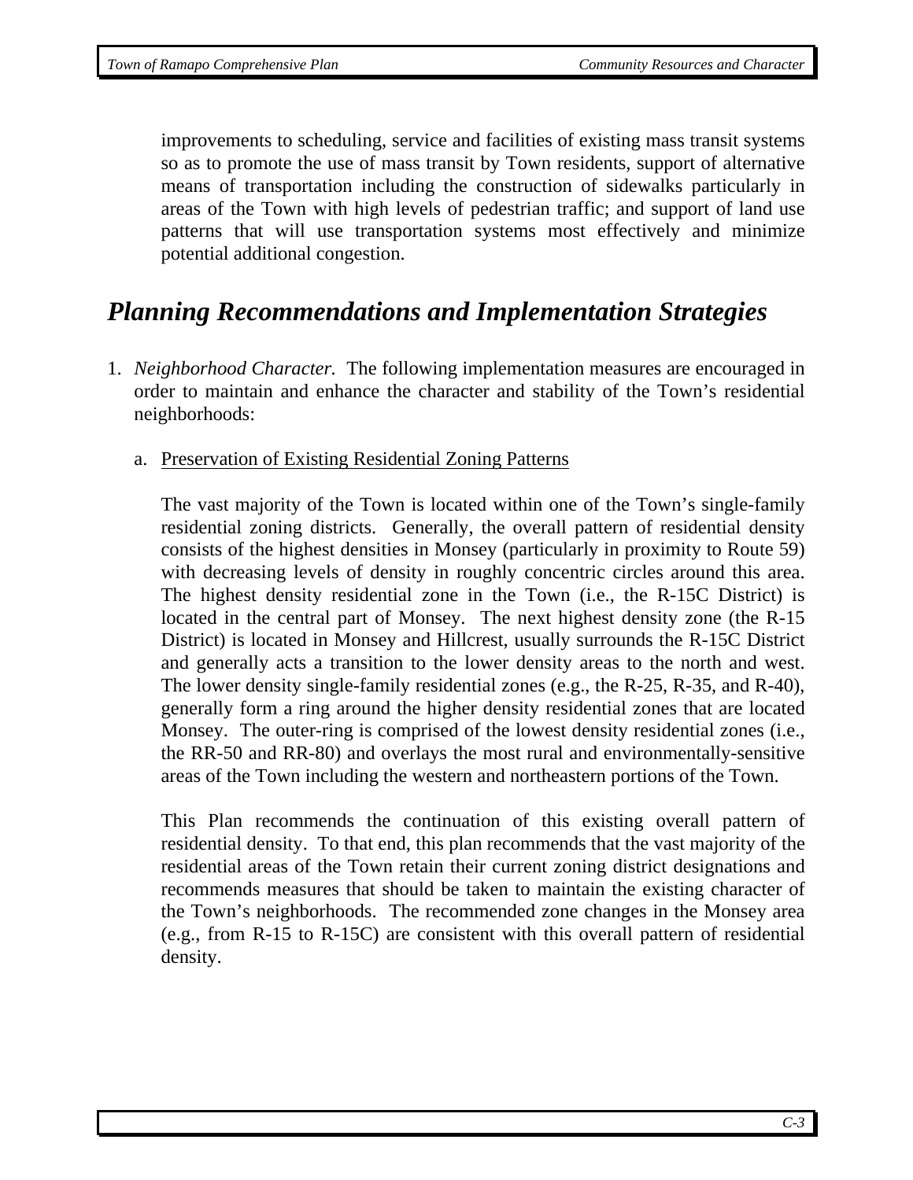improvements to scheduling, service and facilities of existing mass transit systems so as to promote the use of mass transit by Town residents, support of alternative means of transportation including the construction of sidewalks particularly in areas of the Town with high levels of pedestrian traffic; and support of land use patterns that will use transportation systems most effectively and minimize potential additional congestion.

## *Planning Recommendations and Implementation Strategies*

1. *Neighborhood Character.* The following implementation measures are encouraged in order to maintain and enhance the character and stability of the Town's residential neighborhoods:

   a. <u>Preservation of Existing Residential Zoning Patterns</u>

   The vast majority of the Town is located within one of the Town's single-family residential zoning districts. Generally, the overall pattern of residential density consists of the highest densities in Monsey (particularly in proximity to Route 59) with decreasing levels of density in roughly concentric circles around this area. The highest density residential zone in the Town (i.e., the R-15C District) is located in the central part of Monsey. The next highest density zone (the R-15 District) is located in Monsey and Hillcrest, usually surrounds the R-15C District and generally acts a transition to the lower density areas to the north and west. The lower density single-family residential zones (e.g., the R-25, R-35, and R-40), generally form a ring around the higher density residential zones that are located Monsey. The outer-ring is comprised of the lowest density residential zones (i.e., the RR-50 and RR-80) and overlays the most rural and environmentally-sensitive areas of the Town including the western and northeastern portions of the Town.

   This Plan recommends the continuation of this existing overall pattern of residential density. To that end, this plan recommends that the vast majority of the residential areas of the Town retain their current zoning district designations and recommends measures that should be taken to maintain the existing character of the Town's neighborhoods. The recommended zone changes in the Monsey area (e.g., from R-15 to R-15C) are consistent with this overall pattern of residential density.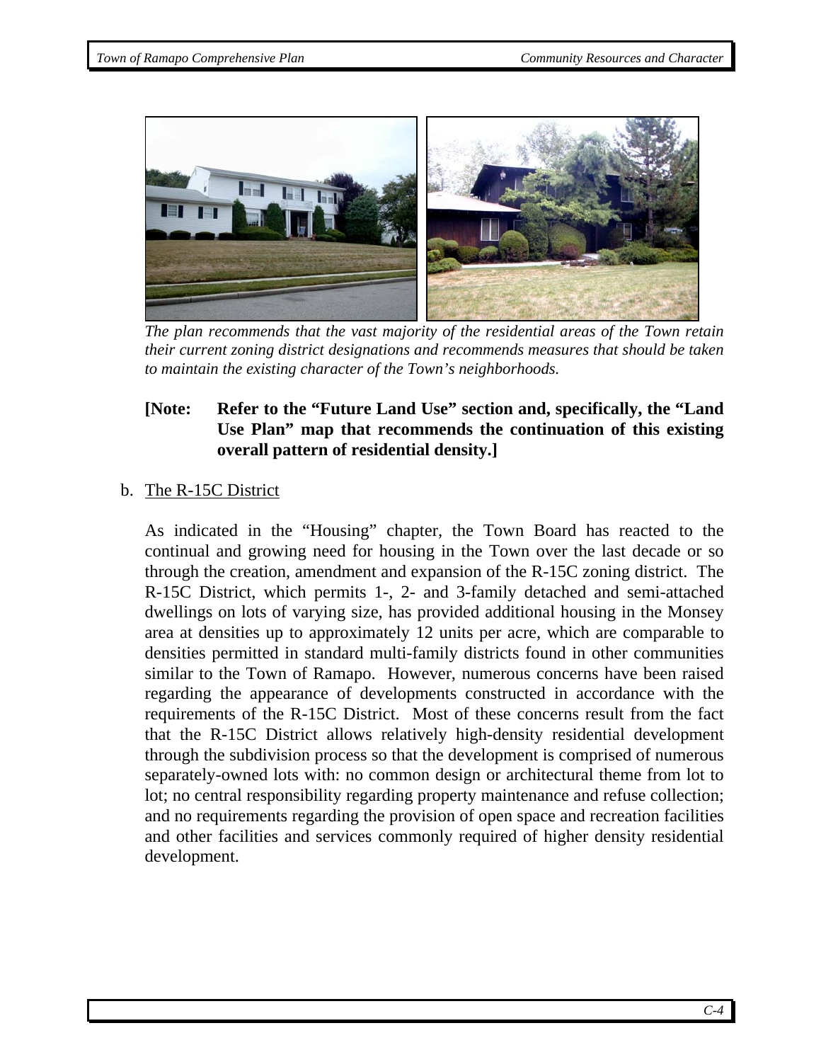*The plan recommends that the vast majority of the residential areas of the Town retain their current zoning district designations and recommends measures that should be taken to maintain the existing character of the Town's neighborhoods.*

**[Note: Refer to the "Future Land Use" section and, specifically, the "Land Use Plan" map that recommends the continuation of this existing overall pattern of residential density.]**

b. The R-15C District

As indicated in the "Housing" chapter, the Town Board has reacted to the continual and growing need for housing in the Town over the last decade or so through the creation, amendment and expansion of the R-15C zoning district. The R-15C District, which permits 1-, 2- and 3-family detached and semi-attached dwellings on lots of varying size, has provided additional housing in the Monsey area at densities up to approximately 12 units per acre, which are comparable to densities permitted in standard multi-family districts found in other communities similar to the Town of Ramapo. However, numerous concerns have been raised regarding the appearance of developments constructed in accordance with the requirements of the R-15C District. Most of these concerns result from the fact that the R-15C District allows relatively high-density residential development through the subdivision process so that the development is comprised of numerous separately-owned lots with: no common design or architectural theme from lot to lot; no central responsibility regarding property maintenance and refuse collection; and no requirements regarding the provision of open space and recreation facilities and other facilities and services commonly required of higher density residential development.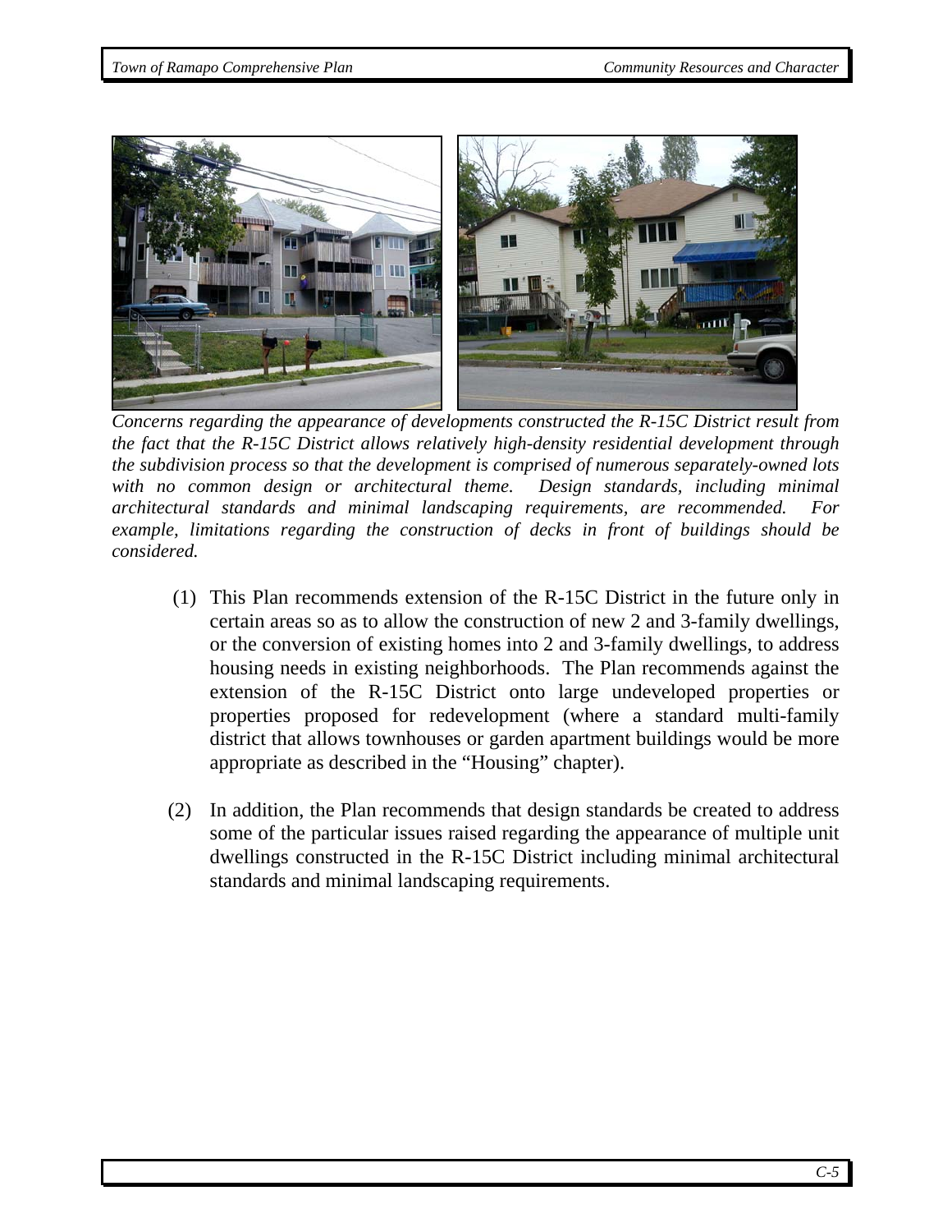*Concerns regarding the appearance of developments constructed the R-15C District result from the fact that the R-15C District allows relatively high-density residential development through the subdivision process so that the development is comprised of numerous separately-owned lots with no common design or architectural theme. Design standards, including minimal architectural standards and minimal landscaping requirements, are recommended. For example, limitations regarding the construction of decks in front of buildings should be considered.*

(1) This Plan recommends extension of the R-15C District in the future only in certain areas so as to allow the construction of new 2 and 3-family dwellings, or the conversion of existing homes into 2 and 3-family dwellings, to address housing needs in existing neighborhoods. The Plan recommends against the extension of the R-15C District onto large undeveloped properties or properties proposed for redevelopment (where a standard multi-family district that allows townhouses or garden apartment buildings would be more appropriate as described in the "Housing" chapter).

(2) In addition, the Plan recommends that design standards be created to address some of the particular issues raised regarding the appearance of multiple unit dwellings constructed in the R-15C District including minimal architectural standards and minimal landscaping requirements.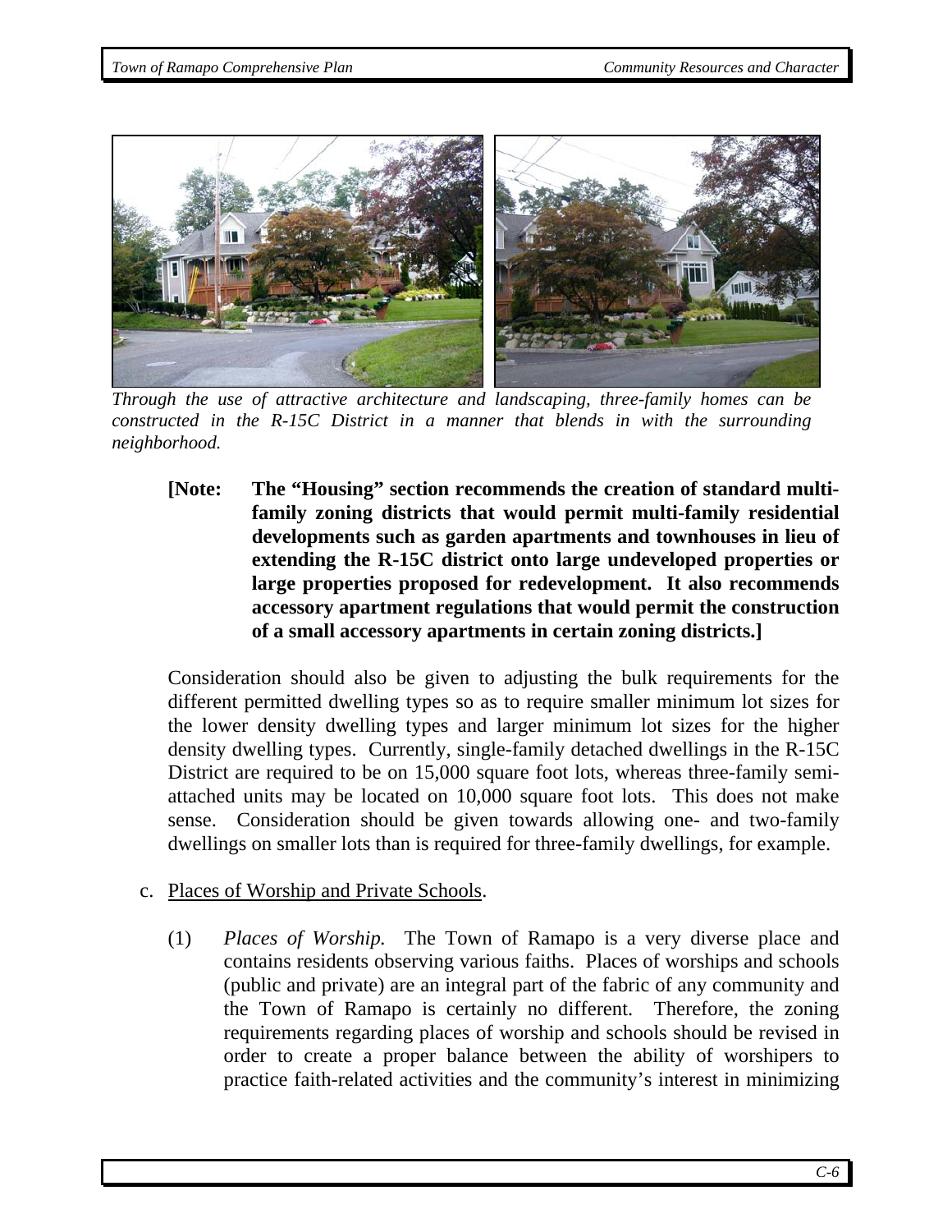*Through the use of attractive architecture and landscaping, three-family homes can be constructed in the R-15C District in a manner that blends in with the surrounding neighborhood.*

**[Note: The "Housing" section recommends the creation of standard multi-family zoning districts that would permit multi-family residential developments such as garden apartments and townhouses in lieu of extending the R-15C district onto large undeveloped properties or large properties proposed for redevelopment. It also recommends accessory apartment regulations that would permit the construction of a small accessory apartments in certain zoning districts.]**

Consideration should also be given to adjusting the bulk requirements for the different permitted dwelling types so as to require smaller minimum lot sizes for the lower density dwelling types and larger minimum lot sizes for the higher density dwelling types. Currently, single-family detached dwellings in the R-15C District are required to be on 15,000 square foot lots, whereas three-family semi-attached units may be located on 10,000 square foot lots. This does not make sense. Consideration should be given towards allowing one- and two-family dwellings on smaller lots than is required for three-family dwellings, for example.

c. Places of Worship and Private Schools.

(1) *Places of Worship.* The Town of Ramapo is a very diverse place and contains residents observing various faiths. Places of worships and schools (public and private) are an integral part of the fabric of any community and the Town of Ramapo is certainly no different. Therefore, the zoning requirements regarding places of worship and schools should be revised in order to create a proper balance between the ability of worshipers to practice faith-related activities and the community's interest in minimizing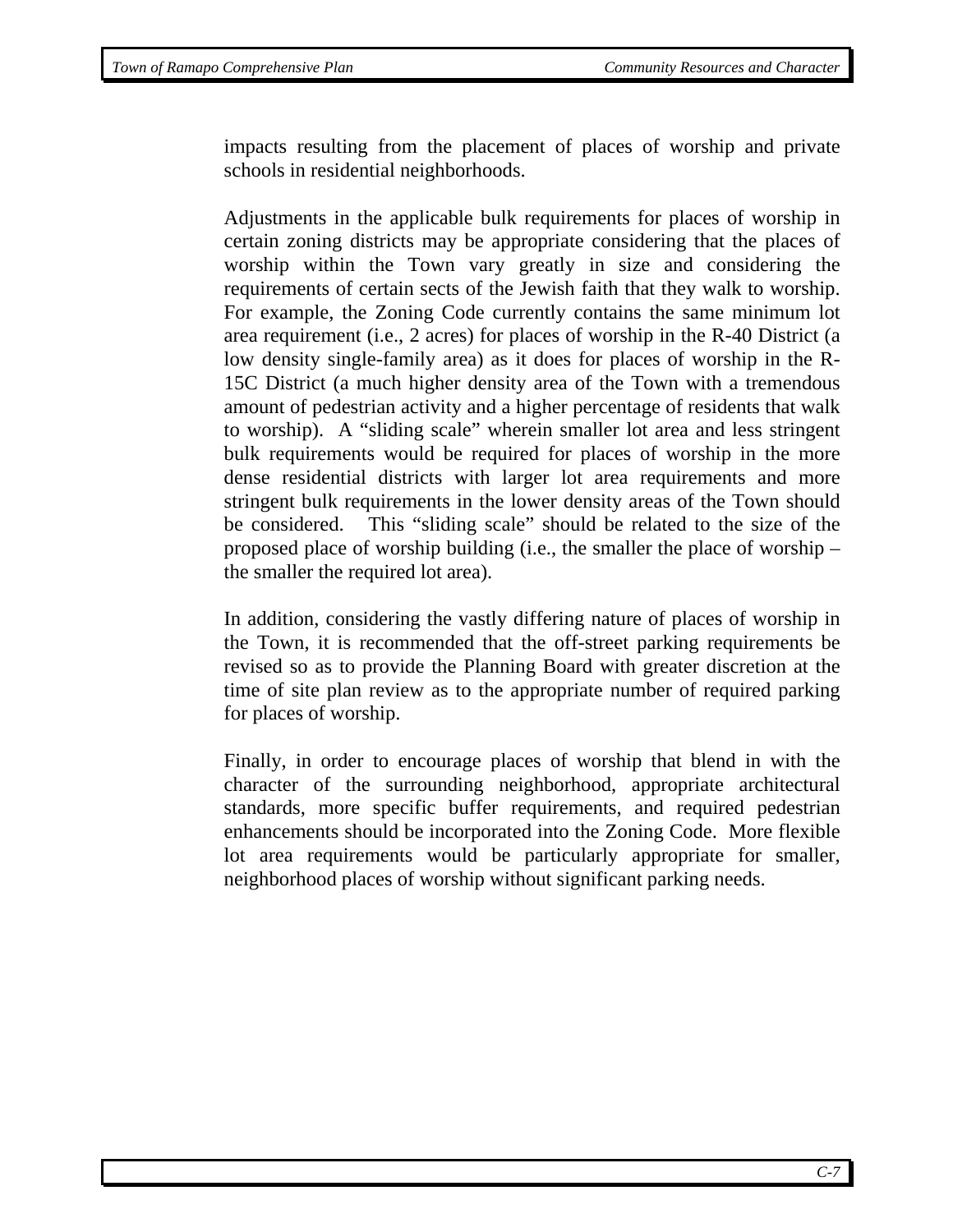impacts resulting from the placement of places of worship and private schools in residential neighborhoods.

Adjustments in the applicable bulk requirements for places of worship in certain zoning districts may be appropriate considering that the places of worship within the Town vary greatly in size and considering the requirements of certain sects of the Jewish faith that they walk to worship. For example, the Zoning Code currently contains the same minimum lot area requirement (i.e., 2 acres) for places of worship in the R-40 District (a low density single-family area) as it does for places of worship in the R-15C District (a much higher density area of the Town with a tremendous amount of pedestrian activity and a higher percentage of residents that walk to worship). A "sliding scale" wherein smaller lot area and less stringent bulk requirements would be required for places of worship in the more dense residential districts with larger lot area requirements and more stringent bulk requirements in the lower density areas of the Town should be considered. This "sliding scale" should be related to the size of the proposed place of worship building (i.e., the smaller the place of worship – the smaller the required lot area).

In addition, considering the vastly differing nature of places of worship in the Town, it is recommended that the off-street parking requirements be revised so as to provide the Planning Board with greater discretion at the time of site plan review as to the appropriate number of required parking for places of worship.

Finally, in order to encourage places of worship that blend in with the character of the surrounding neighborhood, appropriate architectural standards, more specific buffer requirements, and required pedestrian enhancements should be incorporated into the Zoning Code. More flexible lot area requirements would be particularly appropriate for smaller, neighborhood places of worship without significant parking needs.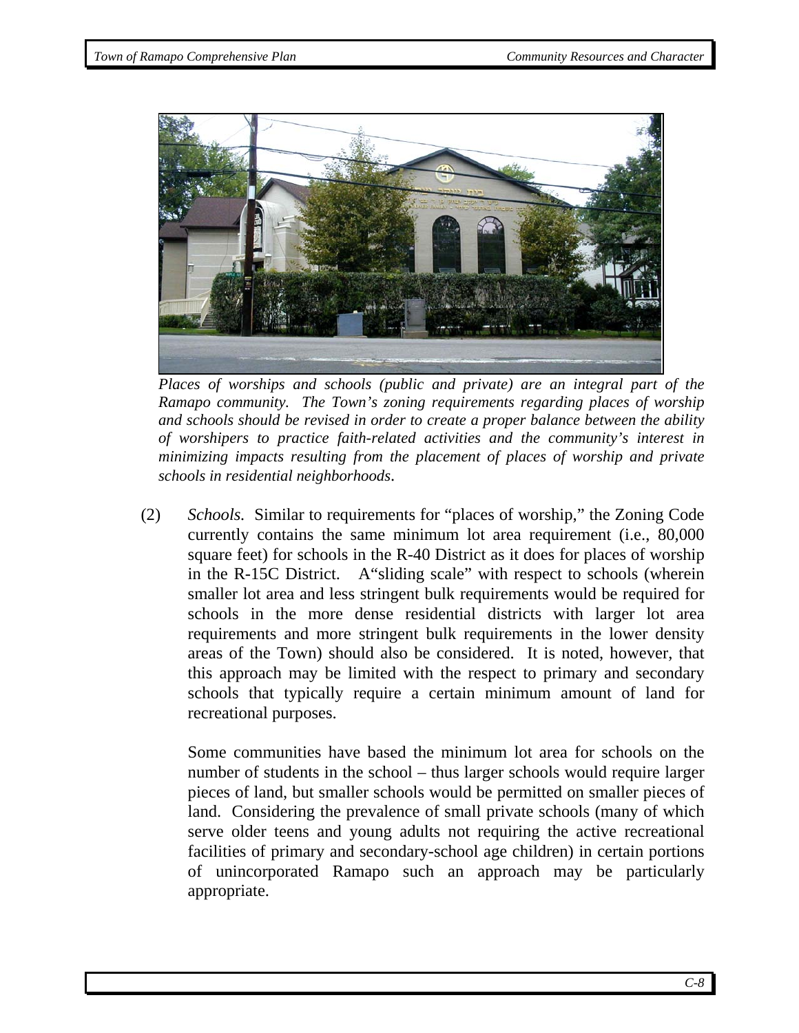*Places of worships and schools (public and private) are an integral part of the Ramapo community. The Town's zoning requirements regarding places of worship and schools should be revised in order to create a proper balance between the ability of worshipers to practice faith-related activities and the community's interest in minimizing impacts resulting from the placement of places of worship and private schools in residential neighborhoods.*

(2) *Schools.* Similar to requirements for "places of worship," the Zoning Code currently contains the same minimum lot area requirement (i.e., 80,000 square feet) for schools in the R-40 District as it does for places of worship in the R-15C District. A"sliding scale" with respect to schools (wherein smaller lot area and less stringent bulk requirements would be required for schools in the more dense residential districts with larger lot area requirements and more stringent bulk requirements in the lower density areas of the Town) should also be considered. It is noted, however, that this approach may be limited with the respect to primary and secondary schools that typically require a certain minimum amount of land for recreational purposes.

Some communities have based the minimum lot area for schools on the number of students in the school – thus larger schools would require larger pieces of land, but smaller schools would be permitted on smaller pieces of land. Considering the prevalence of small private schools (many of which serve older teens and young adults not requiring the active recreational facilities of primary and secondary-school age children) in certain portions of unincorporated Ramapo such an approach may be particularly appropriate.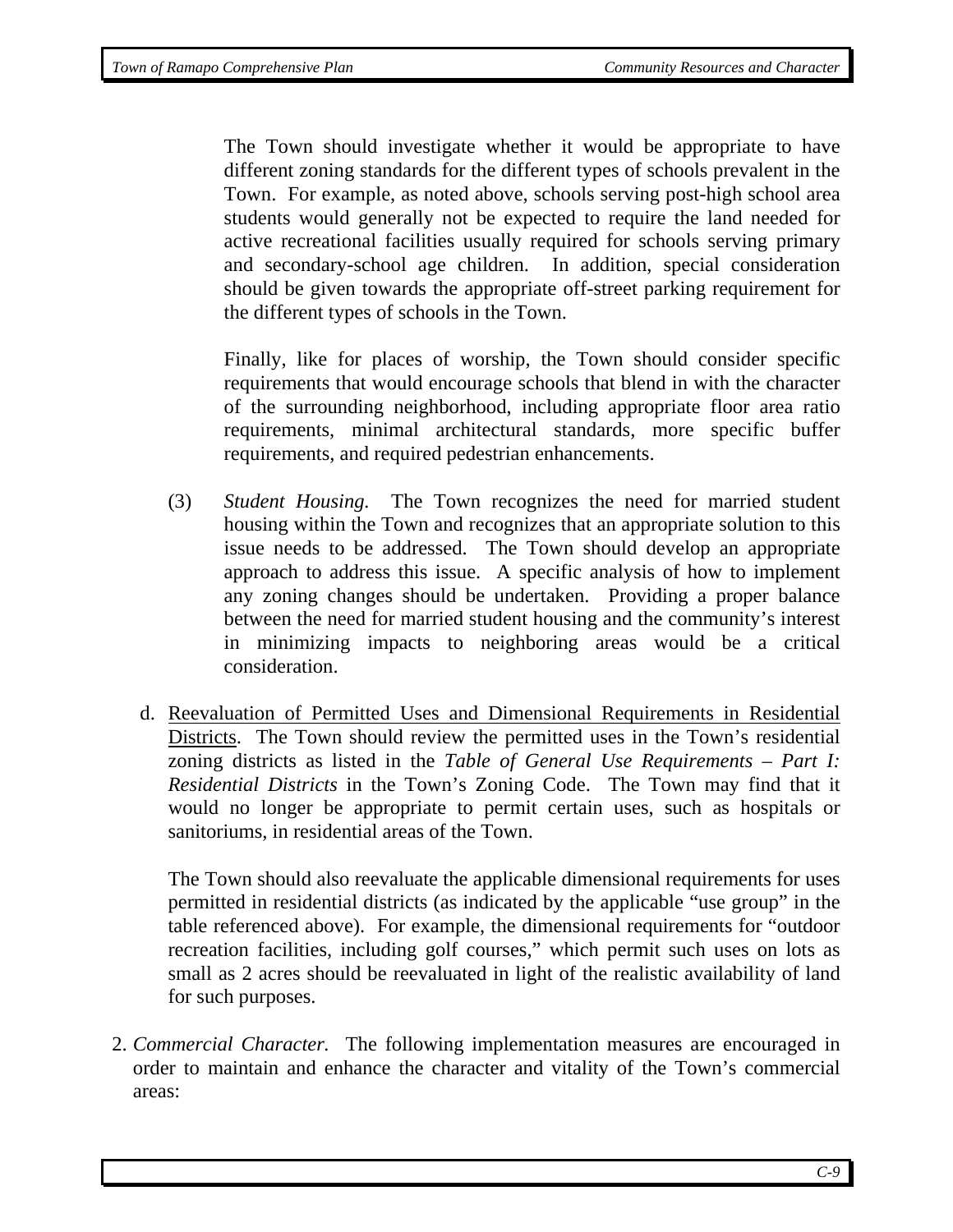The Town should investigate whether it would be appropriate to have different zoning standards for the different types of schools prevalent in the Town. For example, as noted above, schools serving post-high school area students would generally not be expected to require the land needed for active recreational facilities usually required for schools serving primary and secondary-school age children. In addition, special consideration should be given towards the appropriate off-street parking requirement for the different types of schools in the Town.

Finally, like for places of worship, the Town should consider specific requirements that would encourage schools that blend in with the character of the surrounding neighborhood, including appropriate floor area ratio requirements, minimal architectural standards, more specific buffer requirements, and required pedestrian enhancements.

(3) *Student Housing.* The Town recognizes the need for married student housing within the Town and recognizes that an appropriate solution to this issue needs to be addressed. The Town should develop an appropriate approach to address this issue. A specific analysis of how to implement any zoning changes should be undertaken. Providing a proper balance between the need for married student housing and the community's interest in minimizing impacts to neighboring areas would be a critical consideration.

d. <u>Reevaluation of Permitted Uses and Dimensional Requirements in Residential Districts</u>. The Town should review the permitted uses in the Town's residential zoning districts as listed in the *Table of General Use Requirements – Part I: Residential Districts* in the Town's Zoning Code. The Town may find that it would no longer be appropriate to permit certain uses, such as hospitals or sanitoriums, in residential areas of the Town.

The Town should also reevaluate the applicable dimensional requirements for uses permitted in residential districts (as indicated by the applicable "use group" in the table referenced above). For example, the dimensional requirements for "outdoor recreation facilities, including golf courses," which permit such uses on lots as small as 2 acres should be reevaluated in light of the realistic availability of land for such purposes.

2. *Commercial Character.* The following implementation measures are encouraged in order to maintain and enhance the character and vitality of the Town's commercial areas: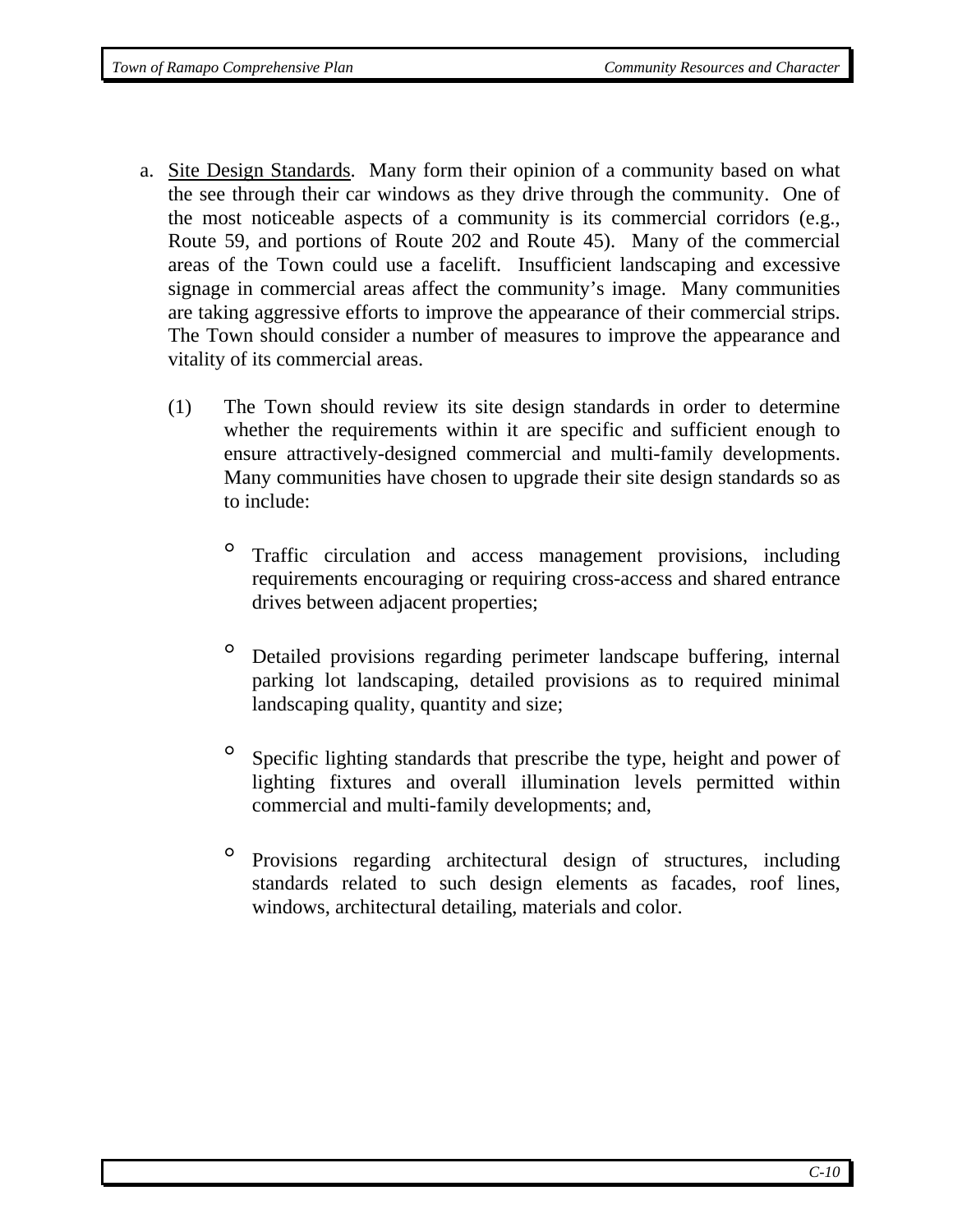a. <u>Site Design Standards</u>. Many form their opinion of a community based on what the see through their car windows as they drive through the community. One of the most noticeable aspects of a community is its commercial corridors (e.g., Route 59, and portions of Route 202 and Route 45). Many of the commercial areas of the Town could use a facelift. Insufficient landscaping and excessive signage in commercial areas affect the community's image. Many communities are taking aggressive efforts to improve the appearance of their commercial strips. The Town should consider a number of measures to improve the appearance and vitality of its commercial areas.

   (1) The Town should review its site design standards in order to determine whether the requirements within it are specific and sufficient enough to ensure attractively-designed commercial and multi-family developments. Many communities have chosen to upgrade their site design standards so as to include:

   - Traffic circulation and access management provisions, including requirements encouraging or requiring cross-access and shared entrance drives between adjacent properties;

   - Detailed provisions regarding perimeter landscape buffering, internal parking lot landscaping, detailed provisions as to required minimal landscaping quality, quantity and size;

   - Specific lighting standards that prescribe the type, height and power of lighting fixtures and overall illumination levels permitted within commercial and multi-family developments; and,

   - Provisions regarding architectural design of structures, including standards related to such design elements as facades, roof lines, windows, architectural detailing, materials and color.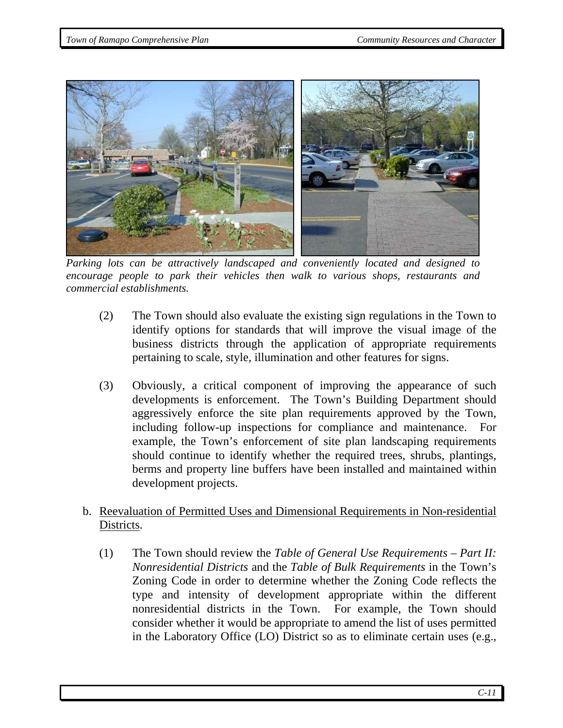*Parking lots can be attractively landscaped and conveniently located and designed to encourage people to park their vehicles then walk to various shops, restaurants and commercial establishments.*

(2) The Town should also evaluate the existing sign regulations in the Town to identify options for standards that will improve the visual image of the business districts through the application of appropriate requirements pertaining to scale, style, illumination and other features for signs.

(3) Obviously, a critical component of improving the appearance of such developments is enforcement. The Town's Building Department should aggressively enforce the site plan requirements approved by the Town, including follow-up inspections for compliance and maintenance. For example, the Town's enforcement of site plan landscaping requirements should continue to identify whether the required trees, shrubs, plantings, berms and property line buffers have been installed and maintained within development projects.

b. <u>Reevaluation of Permitted Uses and Dimensional Requirements in Non-residential Districts</u>.

(1) The Town should review the *Table of General Use Requirements – Part II: Nonresidential Districts* and the *Table of Bulk Requirements* in the Town's Zoning Code in order to determine whether the Zoning Code reflects the type and intensity of development appropriate within the different nonresidential districts in the Town. For example, the Town should consider whether it would be appropriate to amend the list of uses permitted in the Laboratory Office (LO) District so as to eliminate certain uses (e.g.,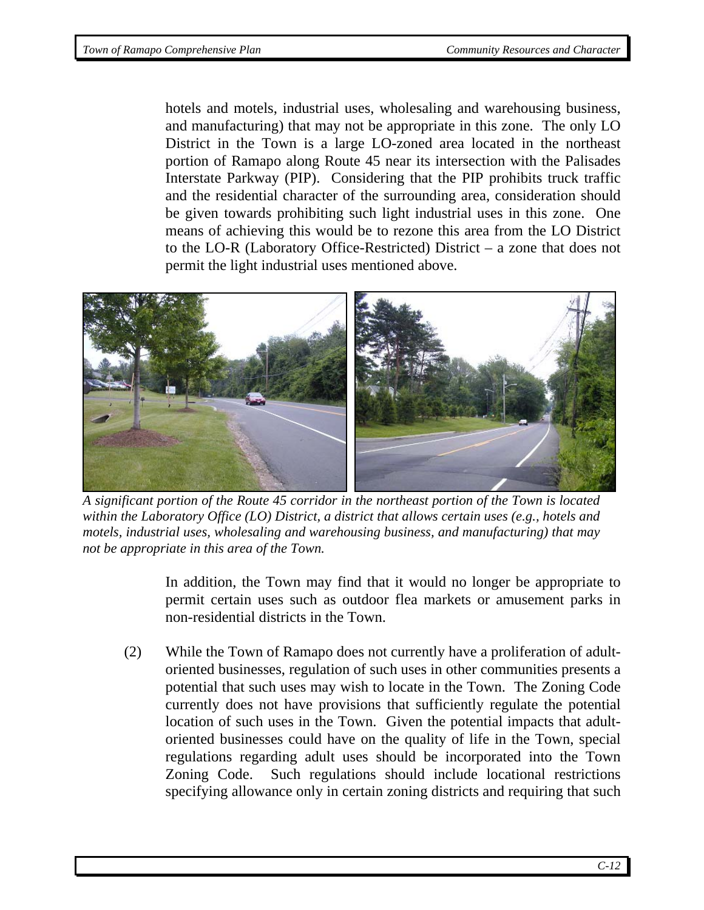hotels and motels, industrial uses, wholesaling and warehousing business, and manufacturing) that may not be appropriate in this zone. The only LO District in the Town is a large LO-zoned area located in the northeast portion of Ramapo along Route 45 near its intersection with the Palisades Interstate Parkway (PIP). Considering that the PIP prohibits truck traffic and the residential character of the surrounding area, consideration should be given towards prohibiting such light industrial uses in this zone. One means of achieving this would be to rezone this area from the LO District to the LO-R (Laboratory Office-Restricted) District – a zone that does not permit the light industrial uses mentioned above.

*A significant portion of the Route 45 corridor in the northeast portion of the Town is located within the Laboratory Office (LO) District, a district that allows certain uses (e.g., hotels and motels, industrial uses, wholesaling and warehousing business, and manufacturing) that may not be appropriate in this area of the Town.*

In addition, the Town may find that it would no longer be appropriate to permit certain uses such as outdoor flea markets or amusement parks in non-residential districts in the Town.

(2) While the Town of Ramapo does not currently have a proliferation of adult-oriented businesses, regulation of such uses in other communities presents a potential that such uses may wish to locate in the Town. The Zoning Code currently does not have provisions that sufficiently regulate the potential location of such uses in the Town. Given the potential impacts that adult-oriented businesses could have on the quality of life in the Town, special regulations regarding adult uses should be incorporated into the Town Zoning Code. Such regulations should include locational restrictions specifying allowance only in certain zoning districts and requiring that such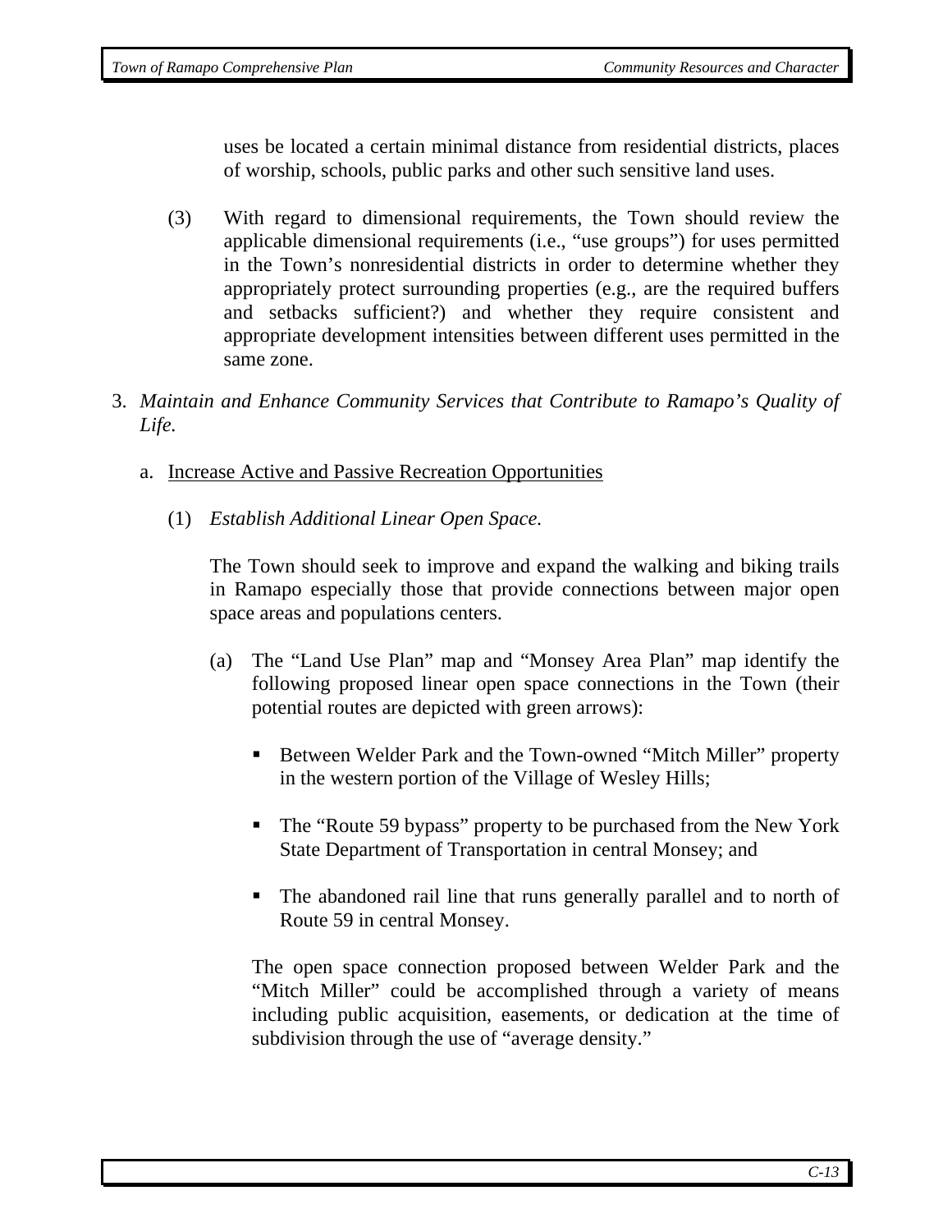uses be located a certain minimal distance from residential districts, places of worship, schools, public parks and other such sensitive land uses.

(3) With regard to dimensional requirements, the Town should review the applicable dimensional requirements (i.e., "use groups") for uses permitted in the Town's nonresidential districts in order to determine whether they appropriately protect surrounding properties (e.g., are the required buffers and setbacks sufficient?) and whether they require consistent and appropriate development intensities between different uses permitted in the same zone.

3. *Maintain and Enhance Community Services that Contribute to Ramapo's Quality of Life.*

   a. <u>Increase Active and Passive Recreation Opportunities</u>

      (1) *Establish Additional Linear Open Space.*

      The Town should seek to improve and expand the walking and biking trails in Ramapo especially those that provide connections between major open space areas and populations centers.

      (a) The "Land Use Plan" map and "Monsey Area Plan" map identify the following proposed linear open space connections in the Town (their potential routes are depicted with green arrows):

         - Between Welder Park and the Town-owned "Mitch Miller" property in the western portion of the Village of Wesley Hills;
         - The "Route 59 bypass" property to be purchased from the New York State Department of Transportation in central Monsey; and
         - The abandoned rail line that runs generally parallel and to north of Route 59 in central Monsey.

      The open space connection proposed between Welder Park and the "Mitch Miller" could be accomplished through a variety of means including public acquisition, easements, or dedication at the time of subdivision through the use of "average density."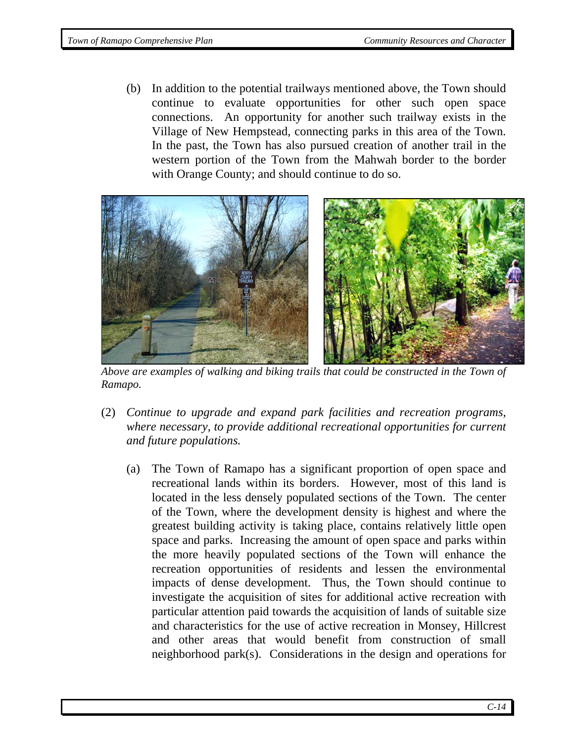(b) In addition to the potential trailways mentioned above, the Town should continue to evaluate opportunities for other such open space connections. An opportunity for another such trailway exists in the Village of New Hempstead, connecting parks in this area of the Town. In the past, the Town has also pursued creation of another trail in the western portion of the Town from the Mahwah border to the border with Orange County; and should continue to do so.

*Above are examples of walking and biking trails that could be constructed in the Town of Ramapo.*

(2) *Continue to upgrade and expand park facilities and recreation programs, where necessary, to provide additional recreational opportunities for current and future populations.*

(a) The Town of Ramapo has a significant proportion of open space and recreational lands within its borders. However, most of this land is located in the less densely populated sections of the Town. The center of the Town, where the development density is highest and where the greatest building activity is taking place, contains relatively little open space and parks. Increasing the amount of open space and parks within the more heavily populated sections of the Town will enhance the recreation opportunities of residents and lessen the environmental impacts of dense development. Thus, the Town should continue to investigate the acquisition of sites for additional active recreation with particular attention paid towards the acquisition of lands of suitable size and characteristics for the use of active recreation in Monsey, Hillcrest and other areas that would benefit from construction of small neighborhood park(s). Considerations in the design and operations for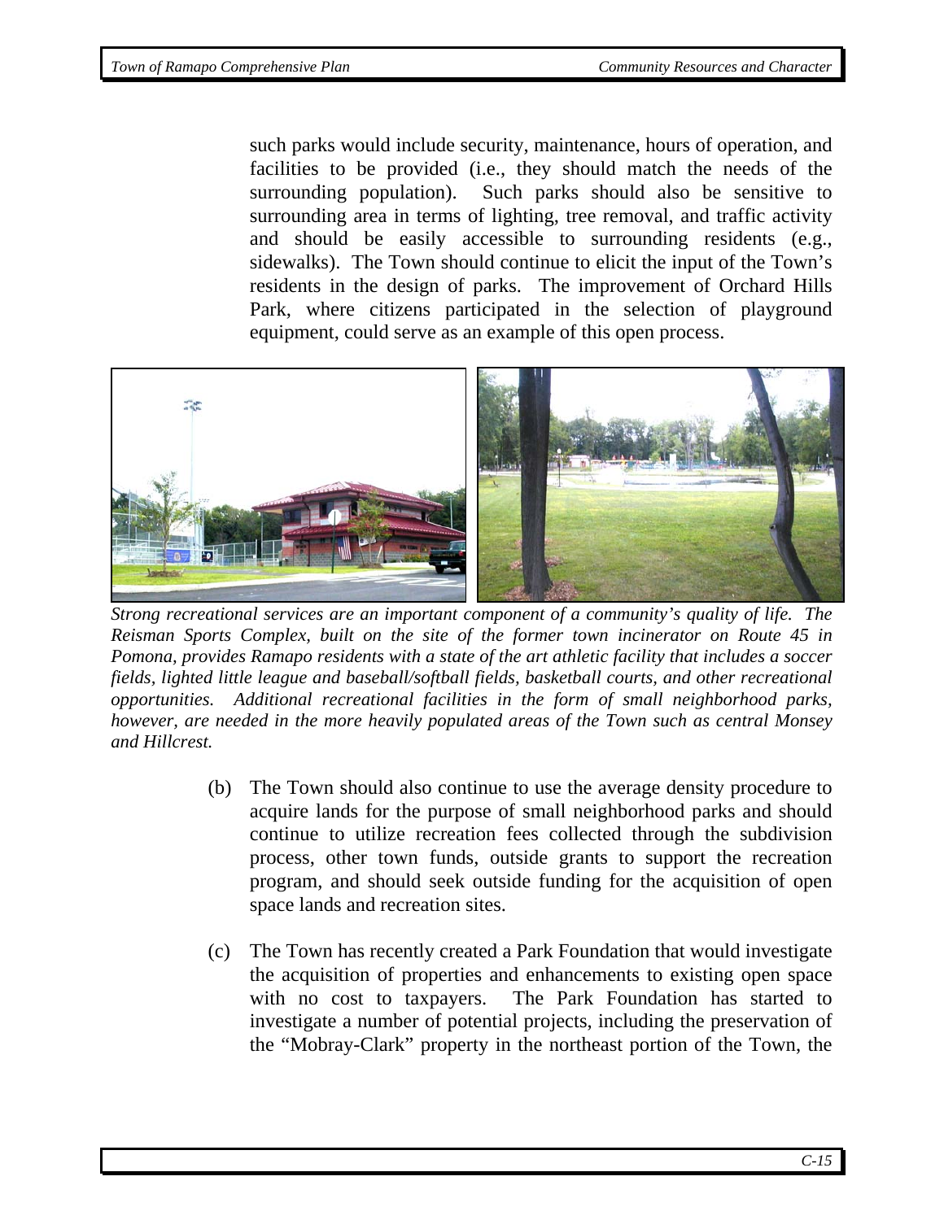such parks would include security, maintenance, hours of operation, and facilities to be provided (i.e., they should match the needs of the surrounding population). Such parks should also be sensitive to surrounding area in terms of lighting, tree removal, and traffic activity and should be easily accessible to surrounding residents (e.g., sidewalks). The Town should continue to elicit the input of the Town's residents in the design of parks. The improvement of Orchard Hills Park, where citizens participated in the selection of playground equipment, could serve as an example of this open process.

*Strong recreational services are an important component of a community's quality of life. The Reisman Sports Complex, built on the site of the former town incinerator on Route 45 in Pomona, provides Ramapo residents with a state of the art athletic facility that includes a soccer fields, lighted little league and baseball/softball fields, basketball courts, and other recreational opportunities. Additional recreational facilities in the form of small neighborhood parks, however, are needed in the more heavily populated areas of the Town such as central Monsey and Hillcrest.*

(b) The Town should also continue to use the average density procedure to acquire lands for the purpose of small neighborhood parks and should continue to utilize recreation fees collected through the subdivision process, other town funds, outside grants to support the recreation program, and should seek outside funding for the acquisition of open space lands and recreation sites.

(c) The Town has recently created a Park Foundation that would investigate the acquisition of properties and enhancements to existing open space with no cost to taxpayers. The Park Foundation has started to investigate a number of potential projects, including the preservation of the "Mobray-Clark" property in the northeast portion of the Town, the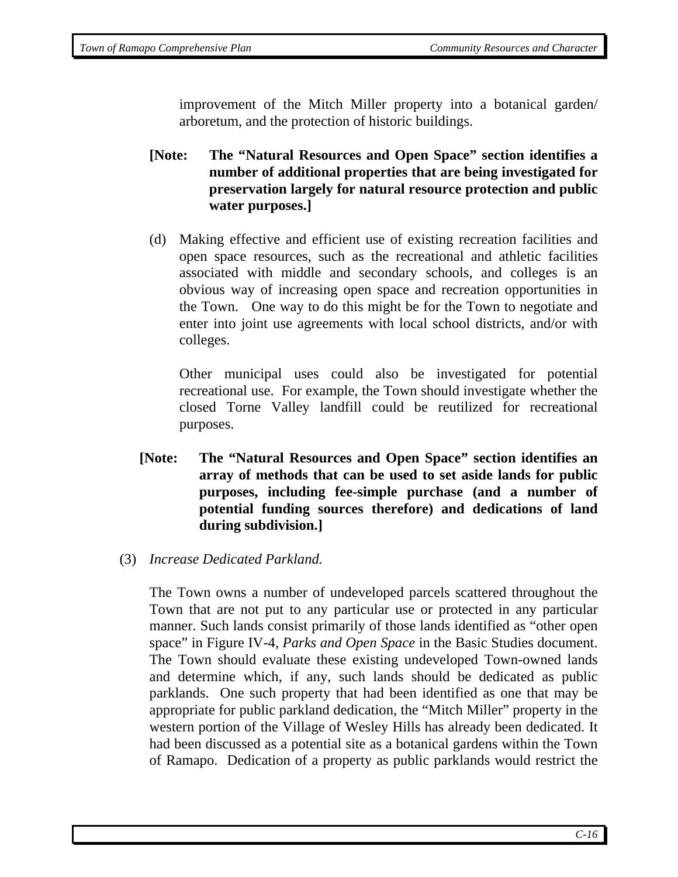improvement of the Mitch Miller property into a botanical garden/ arboretum, and the protection of historic buildings.

**[Note: The "Natural Resources and Open Space" section identifies a number of additional properties that are being investigated for preservation largely for natural resource protection and public water purposes.]**

(d) Making effective and efficient use of existing recreation facilities and open space resources, such as the recreational and athletic facilities associated with middle and secondary schools, and colleges is an obvious way of increasing open space and recreation opportunities in the Town. One way to do this might be for the Town to negotiate and enter into joint use agreements with local school districts, and/or with colleges.

Other municipal uses could also be investigated for potential recreational use. For example, the Town should investigate whether the closed Torne Valley landfill could be reutilized for recreational purposes.

**[Note: The "Natural Resources and Open Space" section identifies an array of methods that can be used to set aside lands for public purposes, including fee-simple purchase (and a number of potential funding sources therefore) and dedications of land during subdivision.]**

(3) *Increase Dedicated Parkland.*

The Town owns a number of undeveloped parcels scattered throughout the Town that are not put to any particular use or protected in any particular manner. Such lands consist primarily of those lands identified as "other open space" in Figure IV-4, *Parks and Open Space* in the Basic Studies document. The Town should evaluate these existing undeveloped Town-owned lands and determine which, if any, such lands should be dedicated as public parklands. One such property that had been identified as one that may be appropriate for public parkland dedication, the "Mitch Miller" property in the western portion of the Village of Wesley Hills has already been dedicated. It had been discussed as a potential site as a botanical gardens within the Town of Ramapo. Dedication of a property as public parklands would restrict the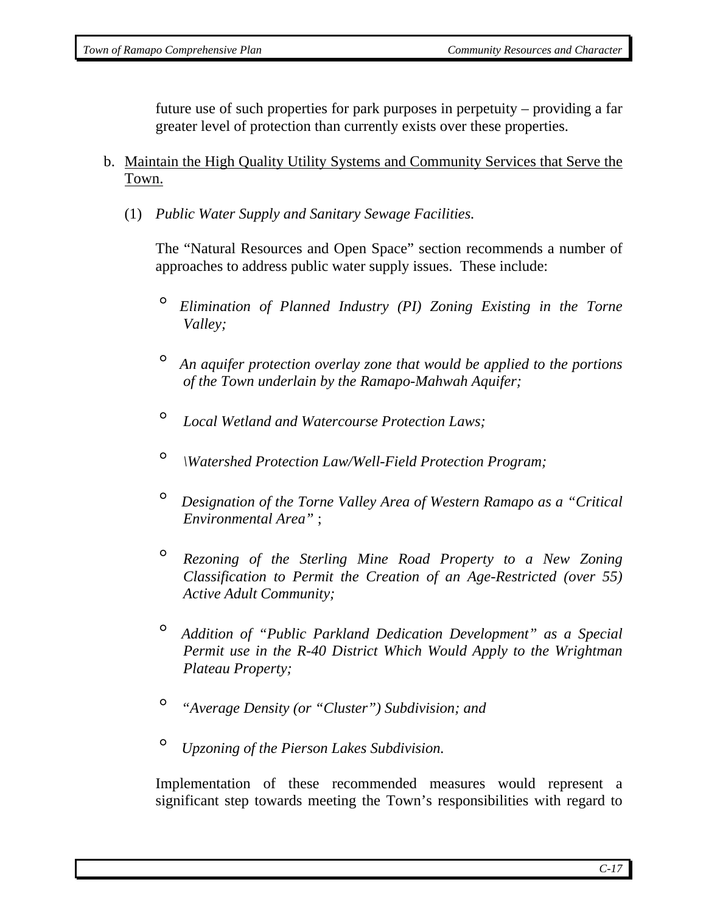future use of such properties for park purposes in perpetuity – providing a far greater level of protection than currently exists over these properties.

b. Maintain the High Quality Utility Systems and Community Services that Serve the Town.

(1) *Public Water Supply and Sanitary Sewage Facilities.*

The "Natural Resources and Open Space" section recommends a number of approaches to address public water supply issues. These include:

- *Elimination of Planned Industry (PI) Zoning Existing in the Torne Valley;*
- *An aquifer protection overlay zone that would be applied to the portions of the Town underlain by the Ramapo-Mahwah Aquifer;*
- *Local Wetland and Watercourse Protection Laws;*
- *\Watershed Protection Law/Well-Field Protection Program;*
- *Designation of the Torne Valley Area of Western Ramapo as a "Critical Environmental Area" ;*
- *Rezoning of the Sterling Mine Road Property to a New Zoning Classification to Permit the Creation of an Age-Restricted (over 55) Active Adult Community;*
- *Addition of "Public Parkland Dedication Development" as a Special Permit use in the R-40 District Which Would Apply to the Wrightman Plateau Property;*
- *"Average Density (or "Cluster") Subdivision; and*
- *Upzoning of the Pierson Lakes Subdivision.*

Implementation of these recommended measures would represent a significant step towards meeting the Town's responsibilities with regard to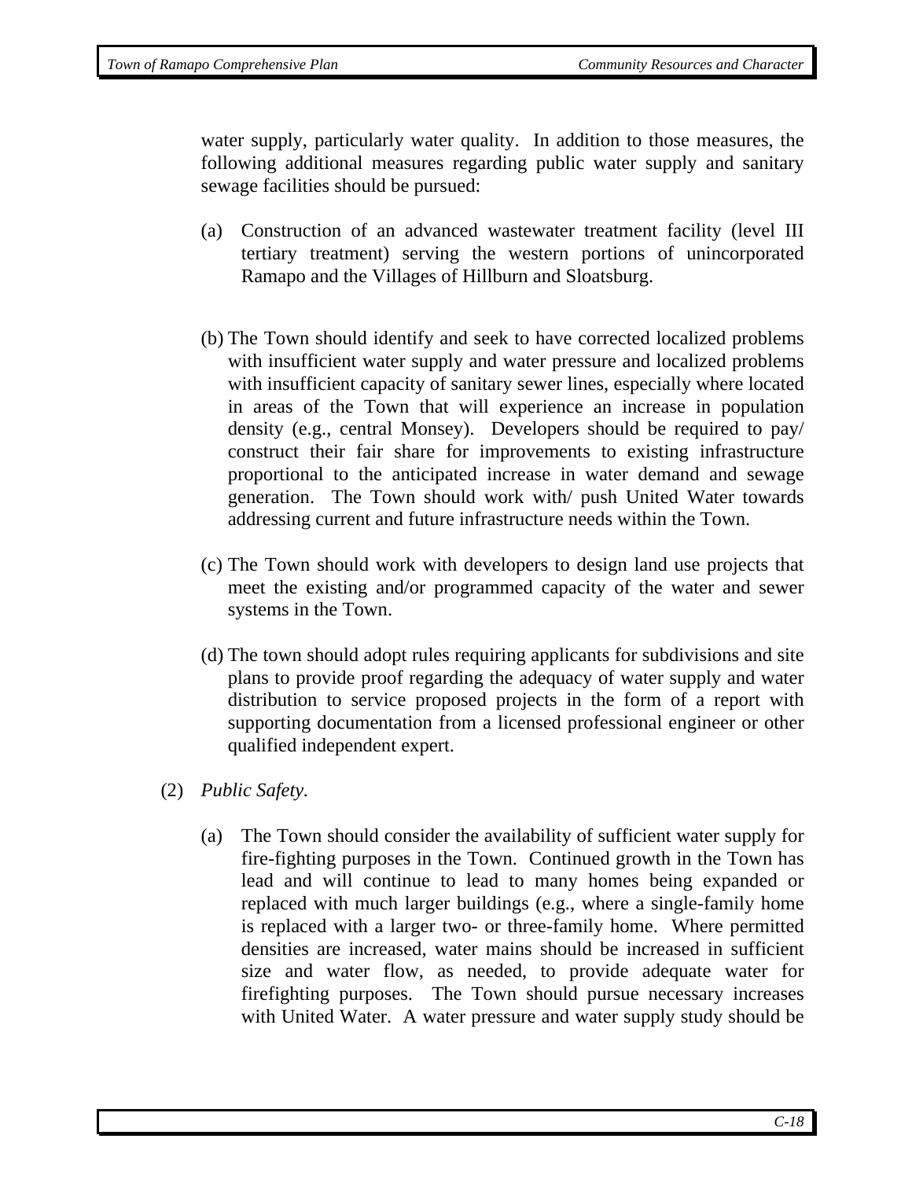water supply, particularly water quality. In addition to those measures, the following additional measures regarding public water supply and sanitary sewage facilities should be pursued:

(a) Construction of an advanced wastewater treatment facility (level III tertiary treatment) serving the western portions of unincorporated Ramapo and the Villages of Hillburn and Sloatsburg.

(b) The Town should identify and seek to have corrected localized problems with insufficient water supply and water pressure and localized problems with insufficient capacity of sanitary sewer lines, especially where located in areas of the Town that will experience an increase in population density (e.g., central Monsey). Developers should be required to pay/ construct their fair share for improvements to existing infrastructure proportional to the anticipated increase in water demand and sewage generation. The Town should work with/ push United Water towards addressing current and future infrastructure needs within the Town.

(c) The Town should work with developers to design land use projects that meet the existing and/or programmed capacity of the water and sewer systems in the Town.

(d) The town should adopt rules requiring applicants for subdivisions and site plans to provide proof regarding the adequacy of water supply and water distribution to service proposed projects in the form of a report with supporting documentation from a licensed professional engineer or other qualified independent expert.

(2) *Public Safety.*

(a) The Town should consider the availability of sufficient water supply for fire-fighting purposes in the Town. Continued growth in the Town has lead and will continue to lead to many homes being expanded or replaced with much larger buildings (e.g., where a single-family home is replaced with a larger two- or three-family home. Where permitted densities are increased, water mains should be increased in sufficient size and water flow, as needed, to provide adequate water for firefighting purposes. The Town should pursue necessary increases with United Water. A water pressure and water supply study should be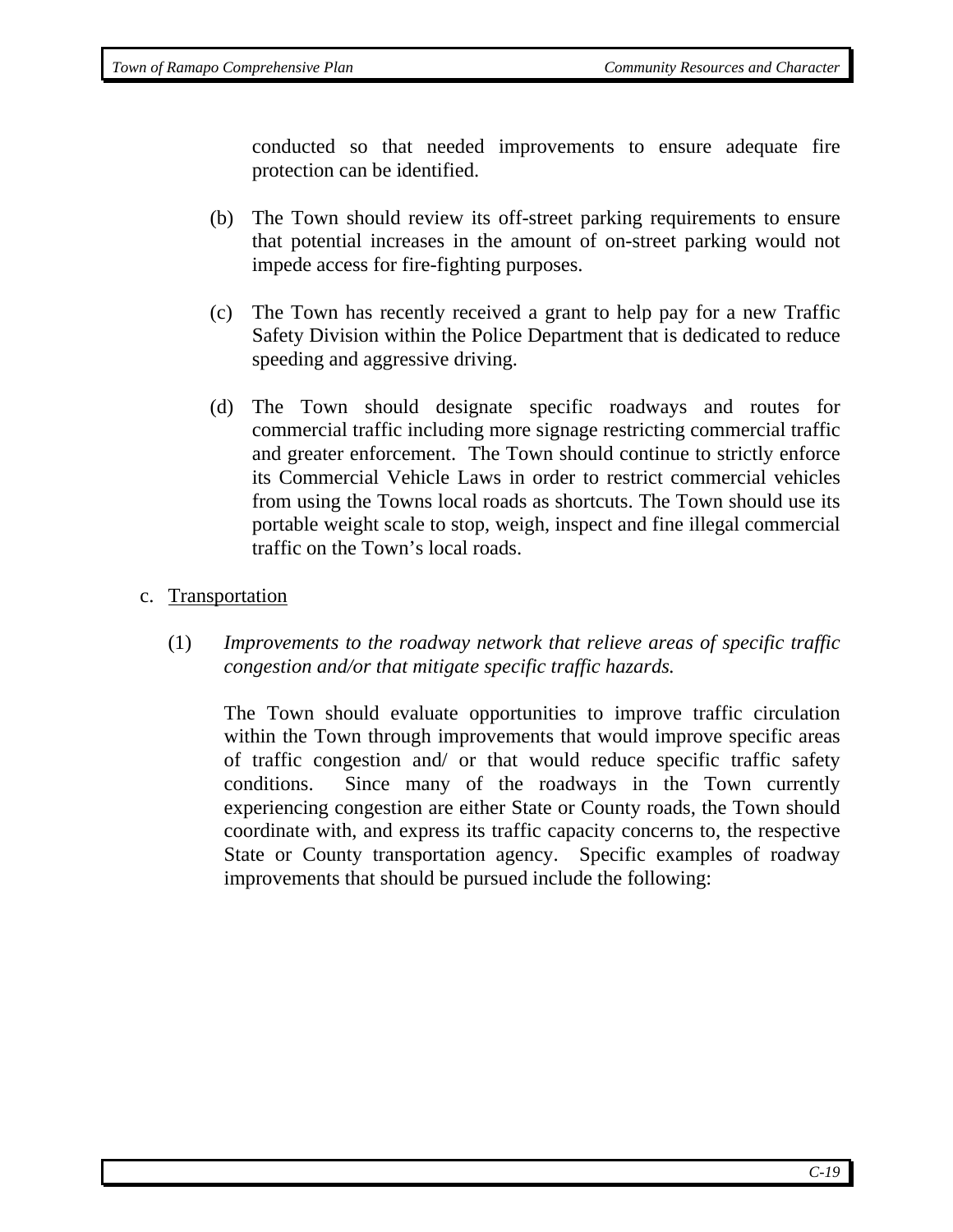conducted so that needed improvements to ensure adequate fire protection can be identified.

(b) The Town should review its off-street parking requirements to ensure that potential increases in the amount of on-street parking would not impede access for fire-fighting purposes.

(c) The Town has recently received a grant to help pay for a new Traffic Safety Division within the Police Department that is dedicated to reduce speeding and aggressive driving.

(d) The Town should designate specific roadways and routes for commercial traffic including more signage restricting commercial traffic and greater enforcement. The Town should continue to strictly enforce its Commercial Vehicle Laws in order to restrict commercial vehicles from using the Towns local roads as shortcuts. The Town should use its portable weight scale to stop, weigh, inspect and fine illegal commercial traffic on the Town's local roads.

c. <u>Transportation</u>

(1) *Improvements to the roadway network that relieve areas of specific traffic congestion and/or that mitigate specific traffic hazards.*

The Town should evaluate opportunities to improve traffic circulation within the Town through improvements that would improve specific areas of traffic congestion and/ or that would reduce specific traffic safety conditions. Since many of the roadways in the Town currently experiencing congestion are either State or County roads, the Town should coordinate with, and express its traffic capacity concerns to, the respective State or County transportation agency. Specific examples of roadway improvements that should be pursued include the following: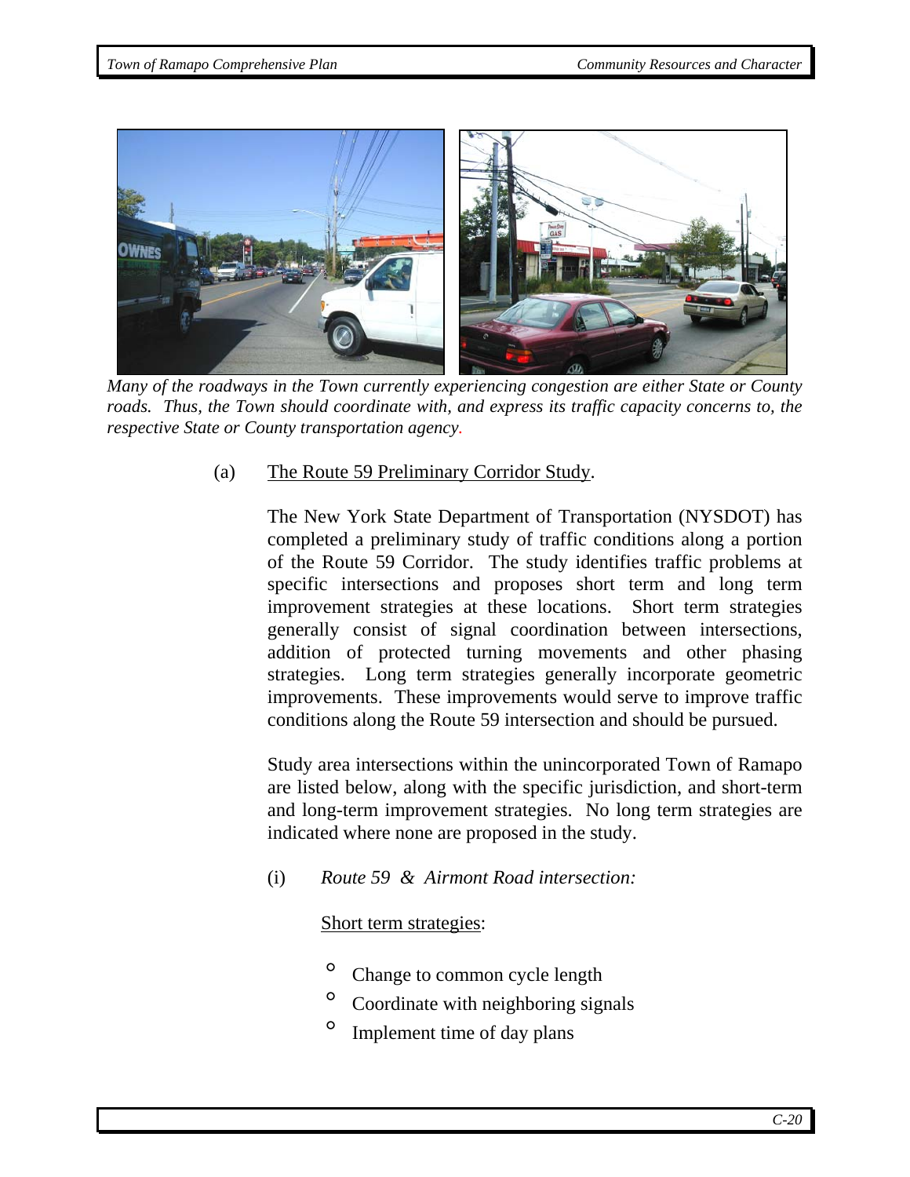*Many of the roadways in the Town currently experiencing congestion are either State or County roads. Thus, the Town should coordinate with, and express its traffic capacity concerns to, the respective State or County transportation agency.*

(a) The Route 59 Preliminary Corridor Study.

The New York State Department of Transportation (NYSDOT) has completed a preliminary study of traffic conditions along a portion of the Route 59 Corridor. The study identifies traffic problems at specific intersections and proposes short term and long term improvement strategies at these locations. Short term strategies generally consist of signal coordination between intersections, addition of protected turning movements and other phasing strategies. Long term strategies generally incorporate geometric improvements. These improvements would serve to improve traffic conditions along the Route 59 intersection and should be pursued.

Study area intersections within the unincorporated Town of Ramapo are listed below, along with the specific jurisdiction, and short-term and long-term improvement strategies. No long term strategies are indicated where none are proposed in the study.

(i) *Route 59 & Airmont Road intersection:*

Short term strategies:

- Change to common cycle length
- Coordinate with neighboring signals
- Implement time of day plans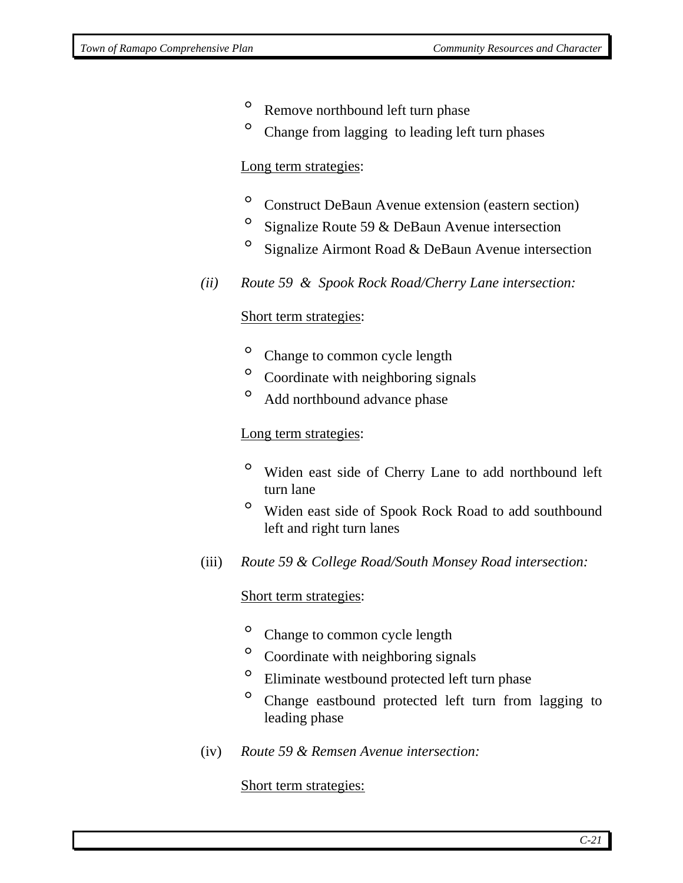- Remove northbound left turn phase
- Change from lagging to leading left turn phases

<u>Long term strategies</u>:

- Construct DeBaun Avenue extension (eastern section)
- Signalize Route 59 & DeBaun Avenue intersection
- Signalize Airmont Road & DeBaun Avenue intersection

*(ii)* *Route 59 & Spook Rock Road/Cherry Lane intersection:*

<u>Short term strategies</u>:

- Change to common cycle length
- Coordinate with neighboring signals
- Add northbound advance phase

<u>Long term strategies</u>:

- Widen east side of Cherry Lane to add northbound left turn lane
- Widen east side of Spook Rock Road to add southbound left and right turn lanes

(iii) *Route 59 & College Road/South Monsey Road intersection:*

<u>Short term strategies</u>:

- Change to common cycle length
- Coordinate with neighboring signals
- Eliminate westbound protected left turn phase
- Change eastbound protected left turn from lagging to leading phase

(iv) *Route 59 & Remsen Avenue intersection:*

<u>Short term strategies:</u>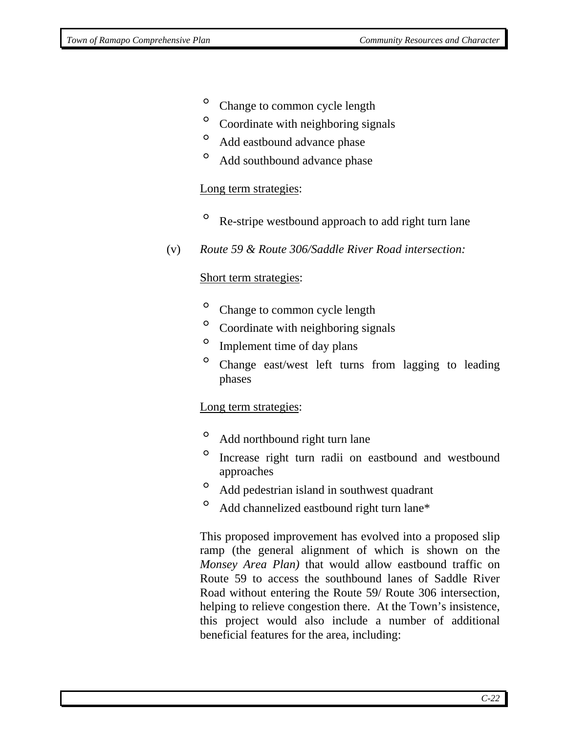- Change to common cycle length
- Coordinate with neighboring signals
- Add eastbound advance phase
- Add southbound advance phase

Long term strategies:

- Re-stripe westbound approach to add right turn lane

(v) *Route 59 & Route 306/Saddle River Road intersection:*

Short term strategies:

- Change to common cycle length
- Coordinate with neighboring signals
- Implement time of day plans
- Change east/west left turns from lagging to leading phases

Long term strategies:

- Add northbound right turn lane
- Increase right turn radii on eastbound and westbound approaches
- Add pedestrian island in southwest quadrant
- Add channelized eastbound right turn lane*

This proposed improvement has evolved into a proposed slip ramp (the general alignment of which is shown on the *Monsey Area Plan)* that would allow eastbound traffic on Route 59 to access the southbound lanes of Saddle River Road without entering the Route 59/ Route 306 intersection, helping to relieve congestion there. At the Town's insistence, this project would also include a number of additional beneficial features for the area, including: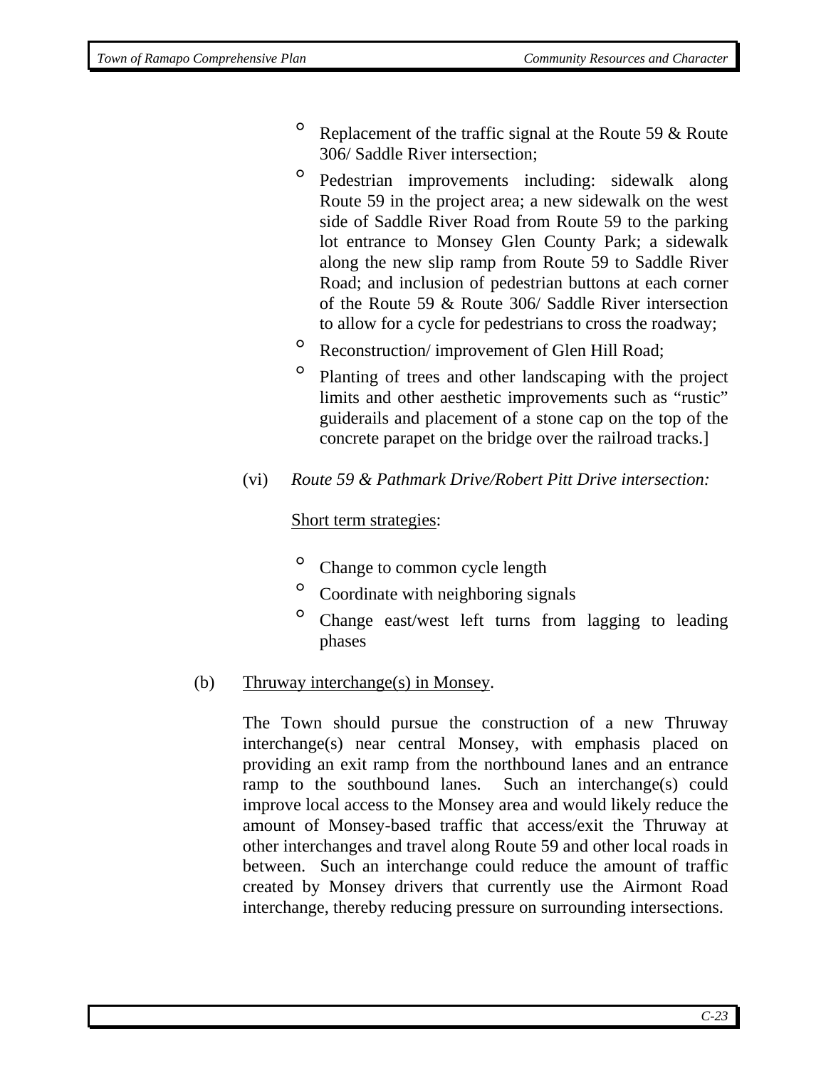- Replacement of the traffic signal at the Route 59 & Route 306/ Saddle River intersection;
- Pedestrian improvements including: sidewalk along Route 59 in the project area; a new sidewalk on the west side of Saddle River Road from Route 59 to the parking lot entrance to Monsey Glen County Park; a sidewalk along the new slip ramp from Route 59 to Saddle River Road; and inclusion of pedestrian buttons at each corner of the Route 59 & Route 306/ Saddle River intersection to allow for a cycle for pedestrians to cross the roadway;
- Reconstruction/ improvement of Glen Hill Road;
- Planting of trees and other landscaping with the project limits and other aesthetic improvements such as "rustic" guiderails and placement of a stone cap on the top of the concrete parapet on the bridge over the railroad tracks.]

(vi) *Route 59 & Pathmark Drive/Robert Pitt Drive intersection:*

Short term strategies:

- Change to common cycle length
- Coordinate with neighboring signals
- Change east/west left turns from lagging to leading phases

(b) Thruway interchange(s) in Monsey.

The Town should pursue the construction of a new Thruway interchange(s) near central Monsey, with emphasis placed on providing an exit ramp from the northbound lanes and an entrance ramp to the southbound lanes. Such an interchange(s) could improve local access to the Monsey area and would likely reduce the amount of Monsey-based traffic that access/exit the Thruway at other interchanges and travel along Route 59 and other local roads in between. Such an interchange could reduce the amount of traffic created by Monsey drivers that currently use the Airmont Road interchange, thereby reducing pressure on surrounding intersections.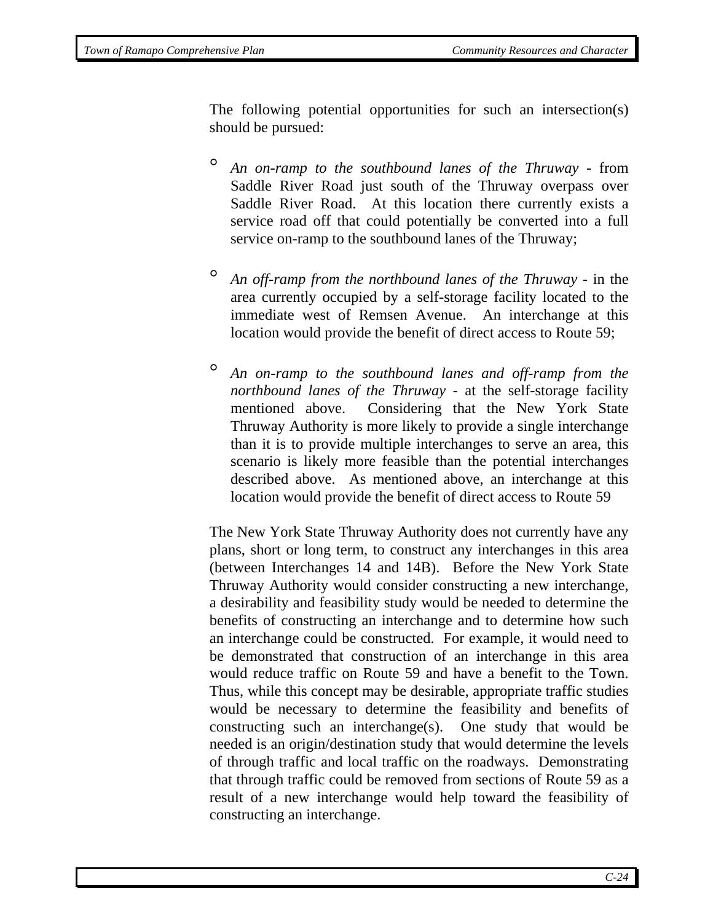The following potential opportunities for such an intersection(s) should be pursued:

- *An on-ramp to the southbound lanes of the Thruway* - from Saddle River Road just south of the Thruway overpass over Saddle River Road. At this location there currently exists a service road off that could potentially be converted into a full service on-ramp to the southbound lanes of the Thruway;

- *An off-ramp from the northbound lanes of the Thruway* - in the area currently occupied by a self-storage facility located to the immediate west of Remsen Avenue. An interchange at this location would provide the benefit of direct access to Route 59;

- *An on-ramp to the southbound lanes and off-ramp from the northbound lanes of the Thruway* - at the self-storage facility mentioned above. Considering that the New York State Thruway Authority is more likely to provide a single interchange than it is to provide multiple interchanges to serve an area, this scenario is likely more feasible than the potential interchanges described above. As mentioned above, an interchange at this location would provide the benefit of direct access to Route 59

The New York State Thruway Authority does not currently have any plans, short or long term, to construct any interchanges in this area (between Interchanges 14 and 14B). Before the New York State Thruway Authority would consider constructing a new interchange, a desirability and feasibility study would be needed to determine the benefits of constructing an interchange and to determine how such an interchange could be constructed. For example, it would need to be demonstrated that construction of an interchange in this area would reduce traffic on Route 59 and have a benefit to the Town. Thus, while this concept may be desirable, appropriate traffic studies would be necessary to determine the feasibility and benefits of constructing such an interchange(s). One study that would be needed is an origin/destination study that would determine the levels of through traffic and local traffic on the roadways. Demonstrating that through traffic could be removed from sections of Route 59 as a result of a new interchange would help toward the feasibility of constructing an interchange.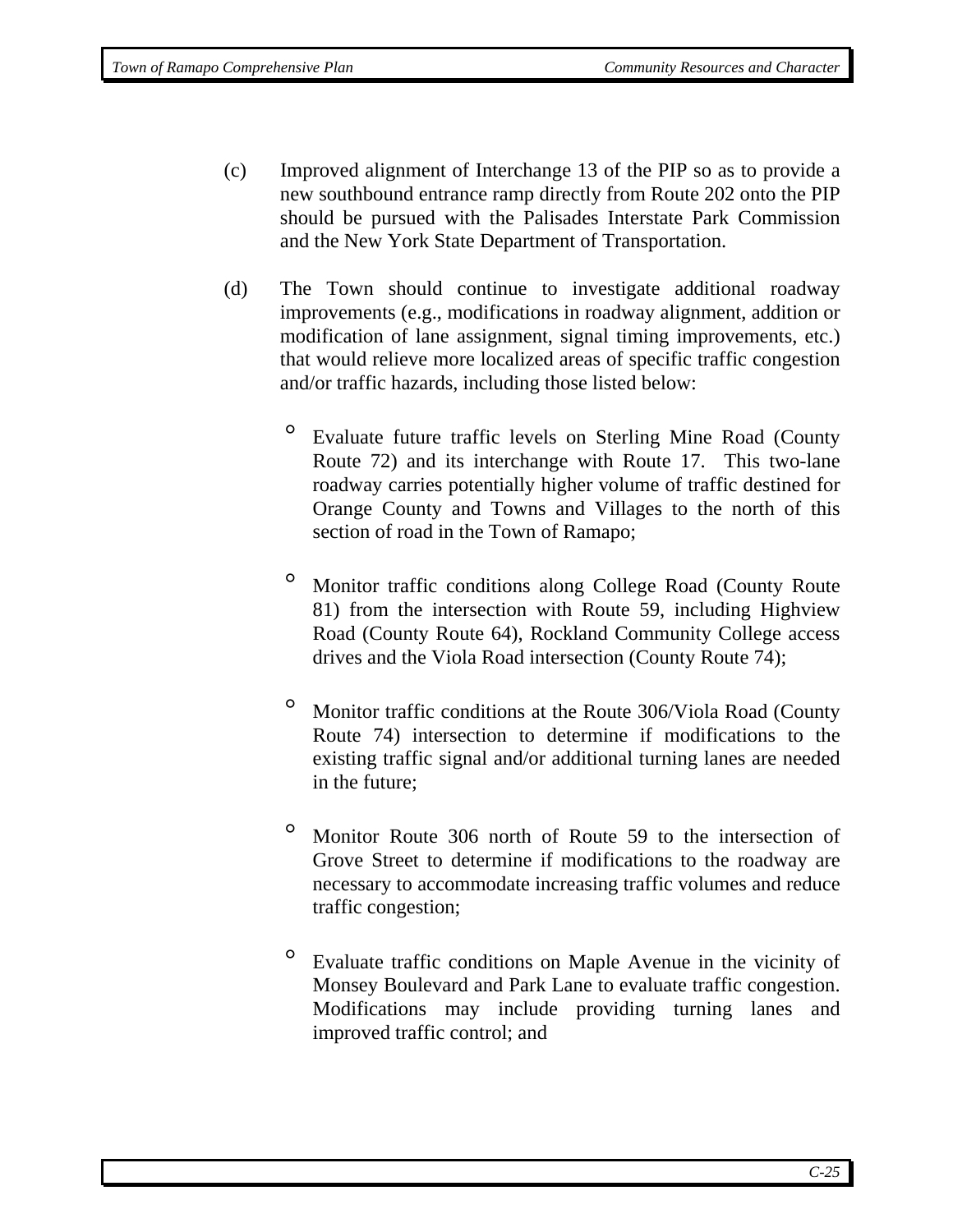(c) Improved alignment of Interchange 13 of the PIP so as to provide a new southbound entrance ramp directly from Route 202 onto the PIP should be pursued with the Palisades Interstate Park Commission and the New York State Department of Transportation.

(d) The Town should continue to investigate additional roadway improvements (e.g., modifications in roadway alignment, addition or modification of lane assignment, signal timing improvements, etc.) that would relieve more localized areas of specific traffic congestion and/or traffic hazards, including those listed below:

- Evaluate future traffic levels on Sterling Mine Road (County Route 72) and its interchange with Route 17. This two-lane roadway carries potentially higher volume of traffic destined for Orange County and Towns and Villages to the north of this section of road in the Town of Ramapo;

- Monitor traffic conditions along College Road (County Route 81) from the intersection with Route 59, including Highview Road (County Route 64), Rockland Community College access drives and the Viola Road intersection (County Route 74);

- Monitor traffic conditions at the Route 306/Viola Road (County Route 74) intersection to determine if modifications to the existing traffic signal and/or additional turning lanes are needed in the future;

- Monitor Route 306 north of Route 59 to the intersection of Grove Street to determine if modifications to the roadway are necessary to accommodate increasing traffic volumes and reduce traffic congestion;

- Evaluate traffic conditions on Maple Avenue in the vicinity of Monsey Boulevard and Park Lane to evaluate traffic congestion. Modifications may include providing turning lanes and improved traffic control; and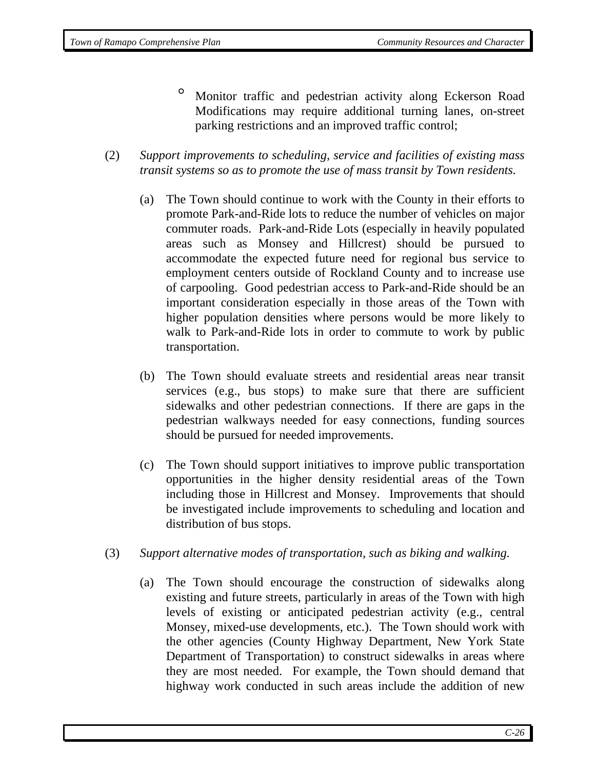- Monitor traffic and pedestrian activity along Eckerson Road Modifications may require additional turning lanes, on-street parking restrictions and an improved traffic control;

(2) *Support improvements to scheduling, service and facilities of existing mass transit systems so as to promote the use of mass transit by Town residents.*

(a) The Town should continue to work with the County in their efforts to promote Park-and-Ride lots to reduce the number of vehicles on major commuter roads. Park-and-Ride Lots (especially in heavily populated areas such as Monsey and Hillcrest) should be pursued to accommodate the expected future need for regional bus service to employment centers outside of Rockland County and to increase use of carpooling. Good pedestrian access to Park-and-Ride should be an important consideration especially in those areas of the Town with higher population densities where persons would be more likely to walk to Park-and-Ride lots in order to commute to work by public transportation.

(b) The Town should evaluate streets and residential areas near transit services (e.g., bus stops) to make sure that there are sufficient sidewalks and other pedestrian connections. If there are gaps in the pedestrian walkways needed for easy connections, funding sources should be pursued for needed improvements.

(c) The Town should support initiatives to improve public transportation opportunities in the higher density residential areas of the Town including those in Hillcrest and Monsey. Improvements that should be investigated include improvements to scheduling and location and distribution of bus stops.

(3) *Support alternative modes of transportation, such as biking and walking.*

(a) The Town should encourage the construction of sidewalks along existing and future streets, particularly in areas of the Town with high levels of existing or anticipated pedestrian activity (e.g., central Monsey, mixed-use developments, etc.). The Town should work with the other agencies (County Highway Department, New York State Department of Transportation) to construct sidewalks in areas where they are most needed. For example, the Town should demand that highway work conducted in such areas include the addition of new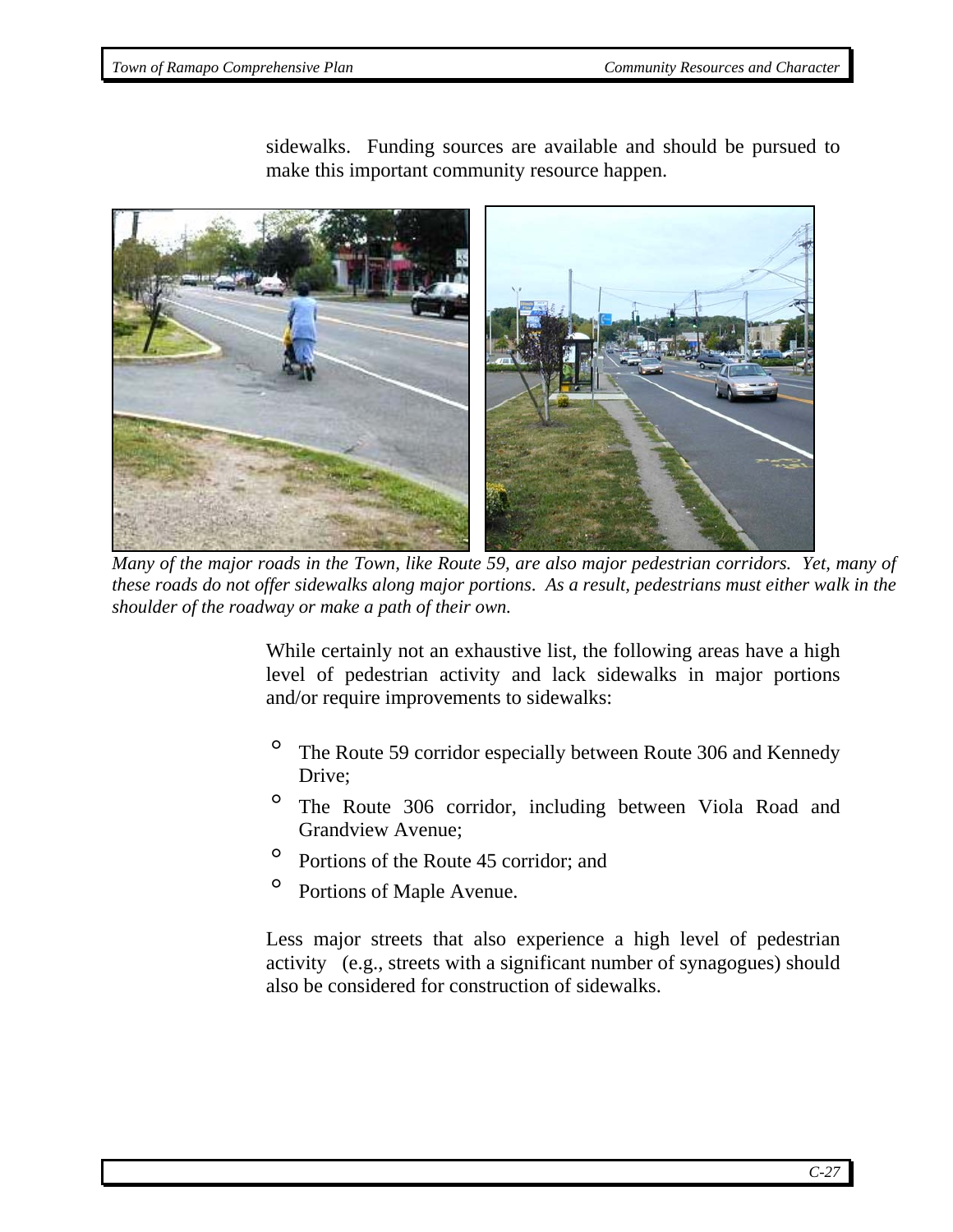sidewalks. Funding sources are available and should be pursued to make this important community resource happen.

*Many of the major roads in the Town, like Route 59, are also major pedestrian corridors. Yet, many of these roads do not offer sidewalks along major portions. As a result, pedestrians must either walk in the shoulder of the roadway or make a path of their own.*

While certainly not an exhaustive list, the following areas have a high level of pedestrian activity and lack sidewalks in major portions and/or require improvements to sidewalks:

- The Route 59 corridor especially between Route 306 and Kennedy Drive;
- The Route 306 corridor, including between Viola Road and Grandview Avenue;
- Portions of the Route 45 corridor; and
- Portions of Maple Avenue.

Less major streets that also experience a high level of pedestrian activity (e.g., streets with a significant number of synagogues) should also be considered for construction of sidewalks.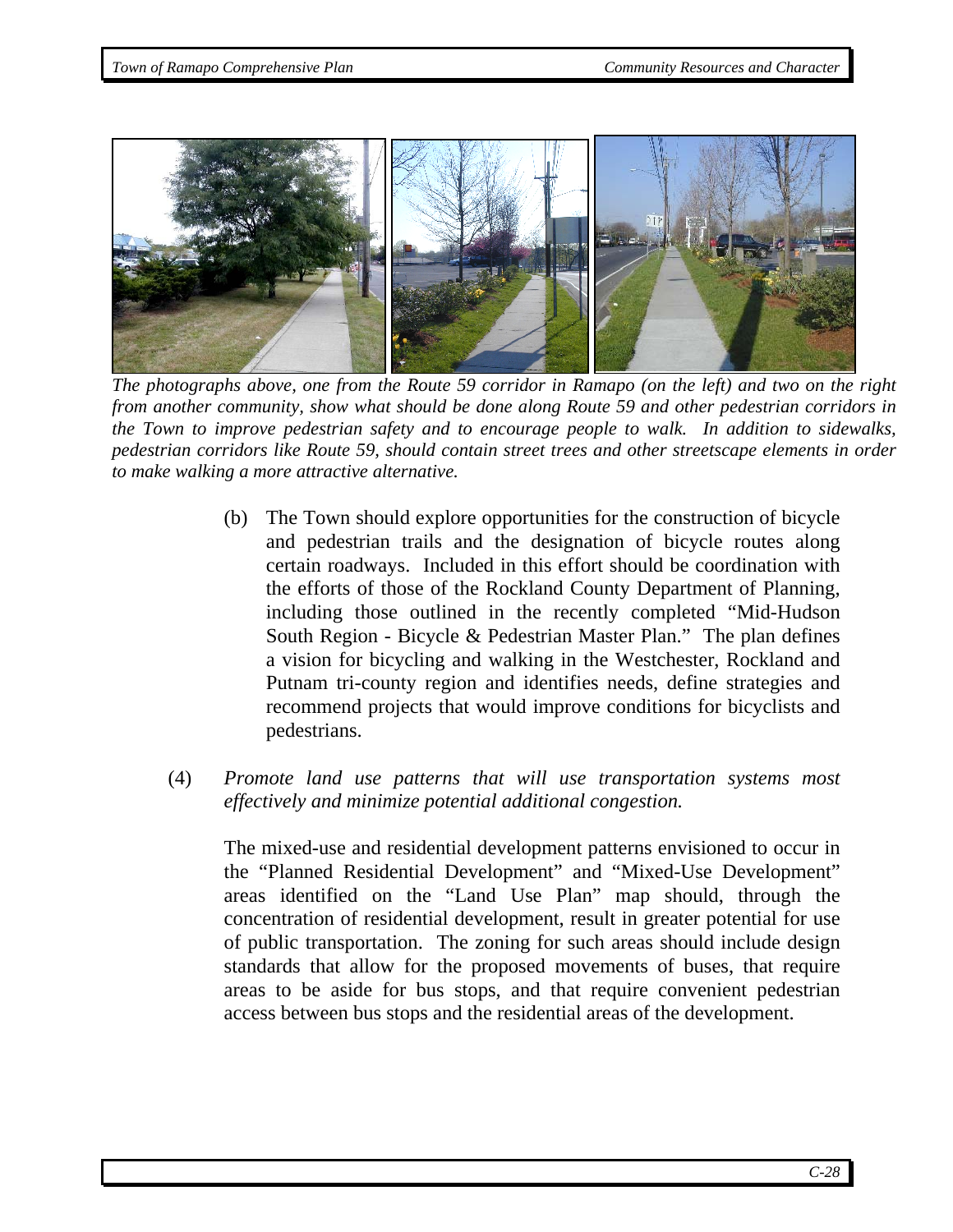*The photographs above, one from the Route 59 corridor in Ramapo (on the left) and two on the right from another community, show what should be done along Route 59 and other pedestrian corridors in the Town to improve pedestrian safety and to encourage people to walk. In addition to sidewalks, pedestrian corridors like Route 59, should contain street trees and other streetscape elements in order to make walking a more attractive alternative.*

(b) The Town should explore opportunities for the construction of bicycle and pedestrian trails and the designation of bicycle routes along certain roadways. Included in this effort should be coordination with the efforts of those of the Rockland County Department of Planning, including those outlined in the recently completed "Mid-Hudson South Region - Bicycle & Pedestrian Master Plan." The plan defines a vision for bicycling and walking in the Westchester, Rockland and Putnam tri-county region and identifies needs, define strategies and recommend projects that would improve conditions for bicyclists and pedestrians.

(4) *Promote land use patterns that will use transportation systems most effectively and minimize potential additional congestion.*

The mixed-use and residential development patterns envisioned to occur in the "Planned Residential Development" and "Mixed-Use Development" areas identified on the "Land Use Plan" map should, through the concentration of residential development, result in greater potential for use of public transportation. The zoning for such areas should include design standards that allow for the proposed movements of buses, that require areas to be aside for bus stops, and that require convenient pedestrian access between bus stops and the residential areas of the development.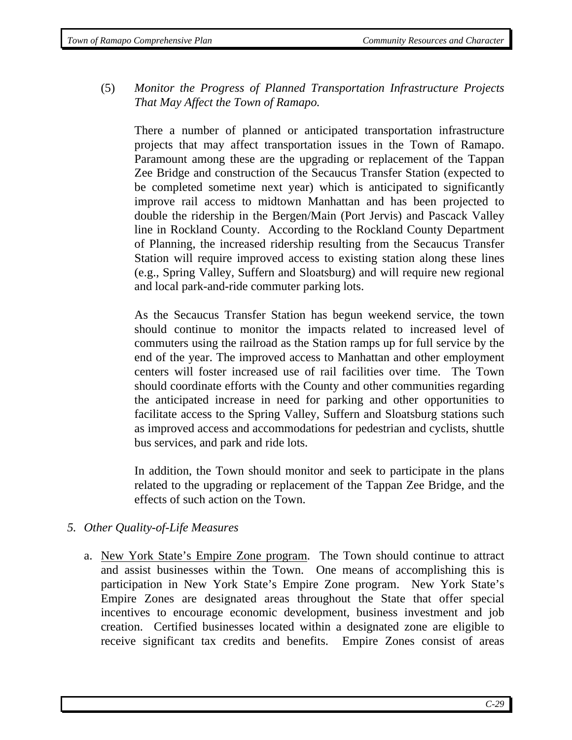(5) *Monitor the Progress of Planned Transportation Infrastructure Projects That May Affect the Town of Ramapo.*

There a number of planned or anticipated transportation infrastructure projects that may affect transportation issues in the Town of Ramapo. Paramount among these are the upgrading or replacement of the Tappan Zee Bridge and construction of the Secaucus Transfer Station (expected to be completed sometime next year) which is anticipated to significantly improve rail access to midtown Manhattan and has been projected to double the ridership in the Bergen/Main (Port Jervis) and Pascack Valley line in Rockland County. According to the Rockland County Department of Planning, the increased ridership resulting from the Secaucus Transfer Station will require improved access to existing station along these lines (e.g., Spring Valley, Suffern and Sloatsburg) and will require new regional and local park-and-ride commuter parking lots.

As the Secaucus Transfer Station has begun weekend service, the town should continue to monitor the impacts related to increased level of commuters using the railroad as the Station ramps up for full service by the end of the year. The improved access to Manhattan and other employment centers will foster increased use of rail facilities over time. The Town should coordinate efforts with the County and other communities regarding the anticipated increase in need for parking and other opportunities to facilitate access to the Spring Valley, Suffern and Sloatsburg stations such as improved access and accommodations for pedestrian and cyclists, shuttle bus services, and park and ride lots.

In addition, the Town should monitor and seek to participate in the plans related to the upgrading or replacement of the Tappan Zee Bridge, and the effects of such action on the Town.

*5. Other Quality-of-Life Measures*

a. New York State's Empire Zone program. The Town should continue to attract and assist businesses within the Town. One means of accomplishing this is participation in New York State's Empire Zone program. New York State's Empire Zones are designated areas throughout the State that offer special incentives to encourage economic development, business investment and job creation. Certified businesses located within a designated zone are eligible to receive significant tax credits and benefits. Empire Zones consist of areas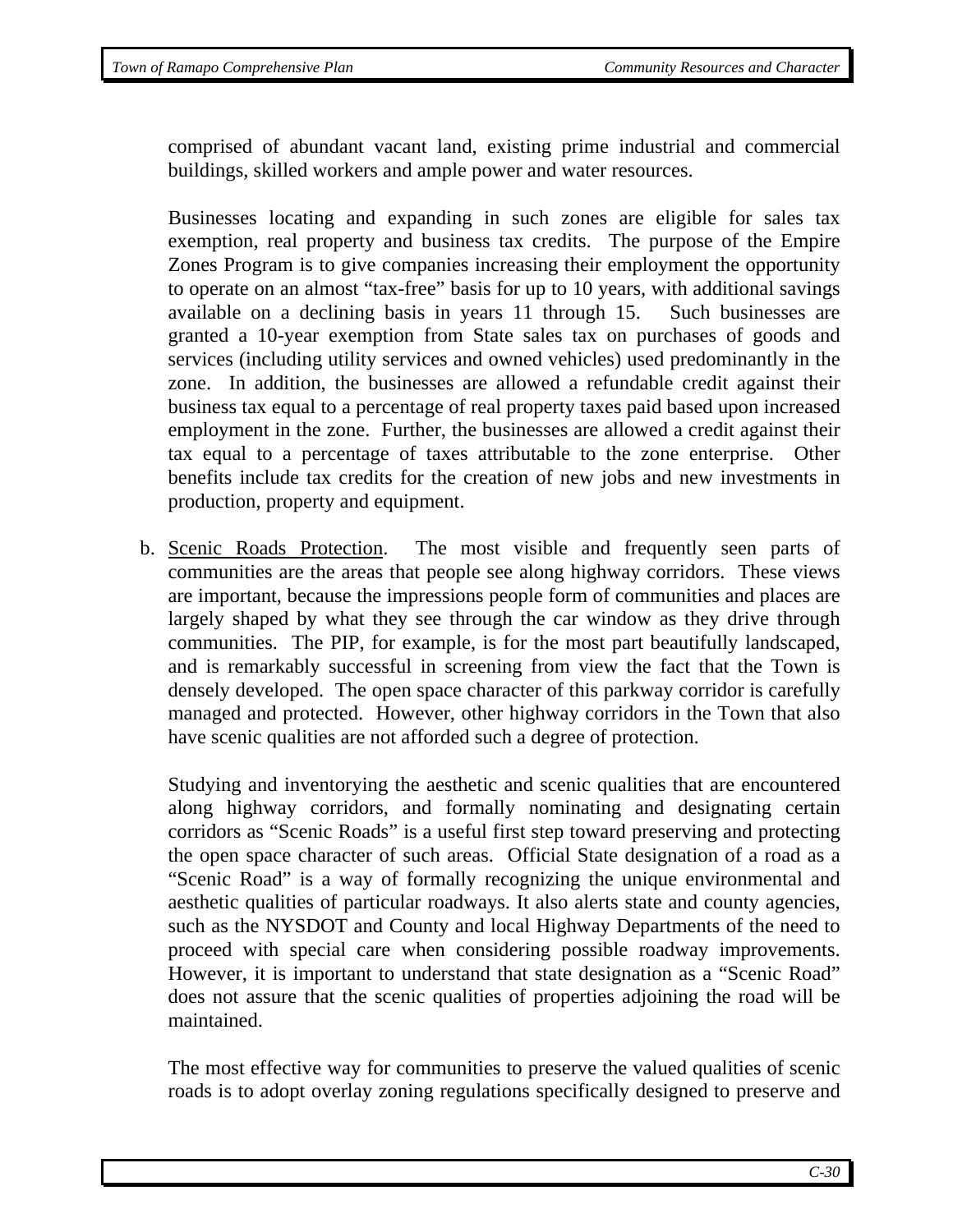comprised of abundant vacant land, existing prime industrial and commercial buildings, skilled workers and ample power and water resources.

Businesses locating and expanding in such zones are eligible for sales tax exemption, real property and business tax credits. The purpose of the Empire Zones Program is to give companies increasing their employment the opportunity to operate on an almost "tax-free" basis for up to 10 years, with additional savings available on a declining basis in years 11 through 15. Such businesses are granted a 10-year exemption from State sales tax on purchases of goods and services (including utility services and owned vehicles) used predominantly in the zone. In addition, the businesses are allowed a refundable credit against their business tax equal to a percentage of real property taxes paid based upon increased employment in the zone. Further, the businesses are allowed a credit against their tax equal to a percentage of taxes attributable to the zone enterprise. Other benefits include tax credits for the creation of new jobs and new investments in production, property and equipment.

b. Scenic Roads Protection. The most visible and frequently seen parts of communities are the areas that people see along highway corridors. These views are important, because the impressions people form of communities and places are largely shaped by what they see through the car window as they drive through communities. The PIP, for example, is for the most part beautifully landscaped, and is remarkably successful in screening from view the fact that the Town is densely developed. The open space character of this parkway corridor is carefully managed and protected. However, other highway corridors in the Town that also have scenic qualities are not afforded such a degree of protection.

   Studying and inventorying the aesthetic and scenic qualities that are encountered along highway corridors, and formally nominating and designating certain corridors as "Scenic Roads" is a useful first step toward preserving and protecting the open space character of such areas. Official State designation of a road as a "Scenic Road" is a way of formally recognizing the unique environmental and aesthetic qualities of particular roadways. It also alerts state and county agencies, such as the NYSDOT and County and local Highway Departments of the need to proceed with special care when considering possible roadway improvements. However, it is important to understand that state designation as a "Scenic Road" does not assure that the scenic qualities of properties adjoining the road will be maintained.

   The most effective way for communities to preserve the valued qualities of scenic roads is to adopt overlay zoning regulations specifically designed to preserve and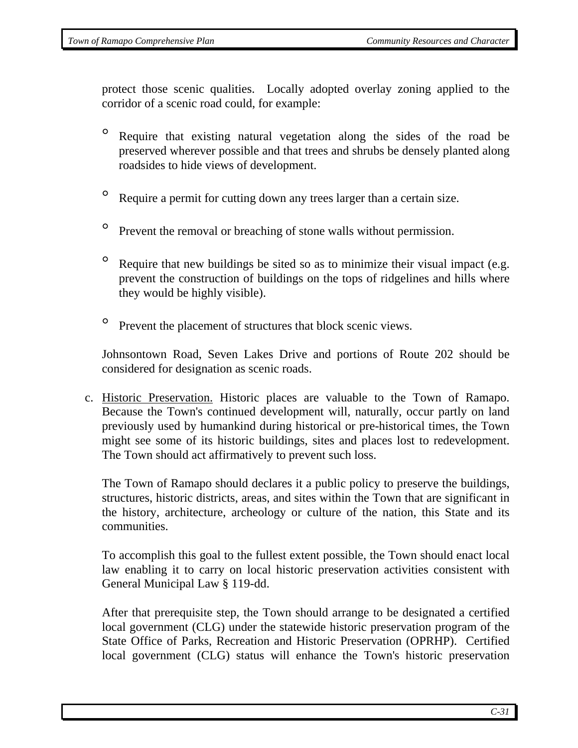protect those scenic qualities. Locally adopted overlay zoning applied to the corridor of a scenic road could, for example:

- Require that existing natural vegetation along the sides of the road be preserved wherever possible and that trees and shrubs be densely planted along roadsides to hide views of development.
- Require a permit for cutting down any trees larger than a certain size.
- Prevent the removal or breaching of stone walls without permission.
- Require that new buildings be sited so as to minimize their visual impact (e.g. prevent the construction of buildings on the tops of ridgelines and hills where they would be highly visible).
- Prevent the placement of structures that block scenic views.

Johnsontown Road, Seven Lakes Drive and portions of Route 202 should be considered for designation as scenic roads.

c. Historic Preservation. Historic places are valuable to the Town of Ramapo. Because the Town's continued development will, naturally, occur partly on land previously used by humankind during historical or pre-historical times, the Town might see some of its historic buildings, sites and places lost to redevelopment. The Town should act affirmatively to prevent such loss.

The Town of Ramapo should declares it a public policy to preserve the buildings, structures, historic districts, areas, and sites within the Town that are significant in the history, architecture, archeology or culture of the nation, this State and its communities.

To accomplish this goal to the fullest extent possible, the Town should enact local law enabling it to carry on local historic preservation activities consistent with General Municipal Law § 119-dd.

After that prerequisite step, the Town should arrange to be designated a certified local government (CLG) under the statewide historic preservation program of the State Office of Parks, Recreation and Historic Preservation (OPRHP). Certified local government (CLG) status will enhance the Town's historic preservation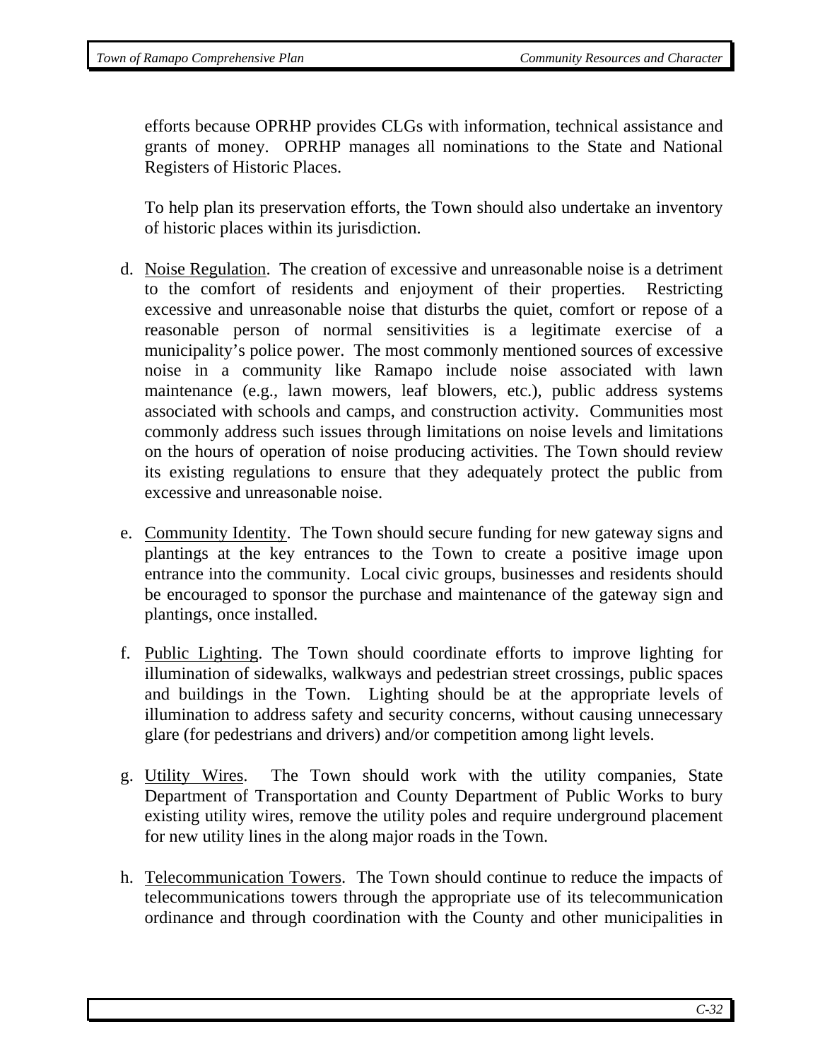efforts because OPRHP provides CLGs with information, technical assistance and grants of money. OPRHP manages all nominations to the State and National Registers of Historic Places.

To help plan its preservation efforts, the Town should also undertake an inventory of historic places within its jurisdiction.

d. Noise Regulation. The creation of excessive and unreasonable noise is a detriment to the comfort of residents and enjoyment of their properties. Restricting excessive and unreasonable noise that disturbs the quiet, comfort or repose of a reasonable person of normal sensitivities is a legitimate exercise of a municipality's police power. The most commonly mentioned sources of excessive noise in a community like Ramapo include noise associated with lawn maintenance (e.g., lawn mowers, leaf blowers, etc.), public address systems associated with schools and camps, and construction activity. Communities most commonly address such issues through limitations on noise levels and limitations on the hours of operation of noise producing activities. The Town should review its existing regulations to ensure that they adequately protect the public from excessive and unreasonable noise.

e. Community Identity. The Town should secure funding for new gateway signs and plantings at the key entrances to the Town to create a positive image upon entrance into the community. Local civic groups, businesses and residents should be encouraged to sponsor the purchase and maintenance of the gateway sign and plantings, once installed.

f. Public Lighting. The Town should coordinate efforts to improve lighting for illumination of sidewalks, walkways and pedestrian street crossings, public spaces and buildings in the Town. Lighting should be at the appropriate levels of illumination to address safety and security concerns, without causing unnecessary glare (for pedestrians and drivers) and/or competition among light levels.

g. Utility Wires. The Town should work with the utility companies, State Department of Transportation and County Department of Public Works to bury existing utility wires, remove the utility poles and require underground placement for new utility lines in the along major roads in the Town.

h. Telecommunication Towers. The Town should continue to reduce the impacts of telecommunications towers through the appropriate use of its telecommunication ordinance and through coordination with the County and other municipalities in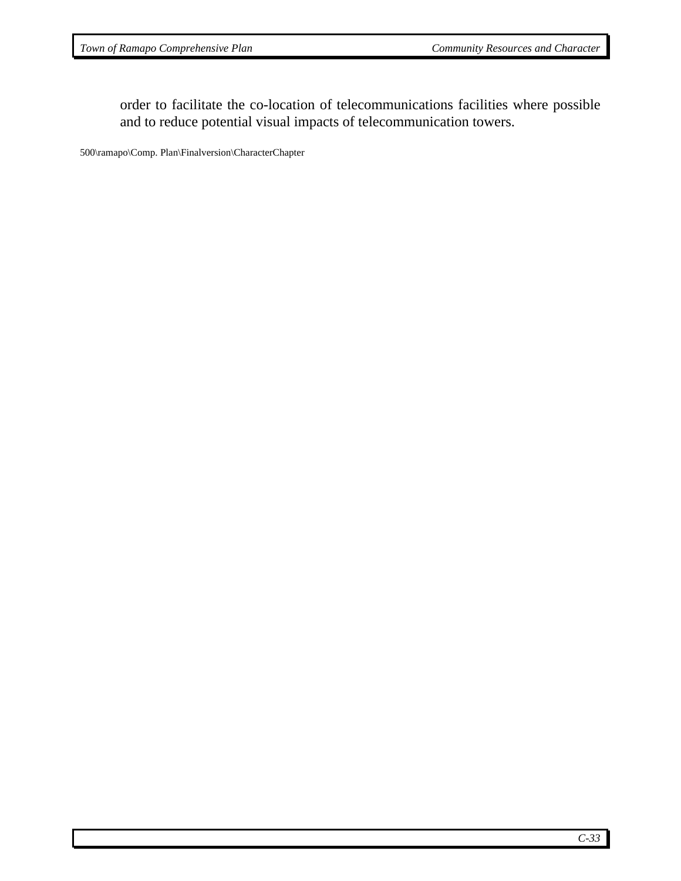order to facilitate the co-location of telecommunications facilities where possible and to reduce potential visual impacts of telecommunication towers.

500\ramapo\Comp. Plan\Finalversion\CharacterChapter